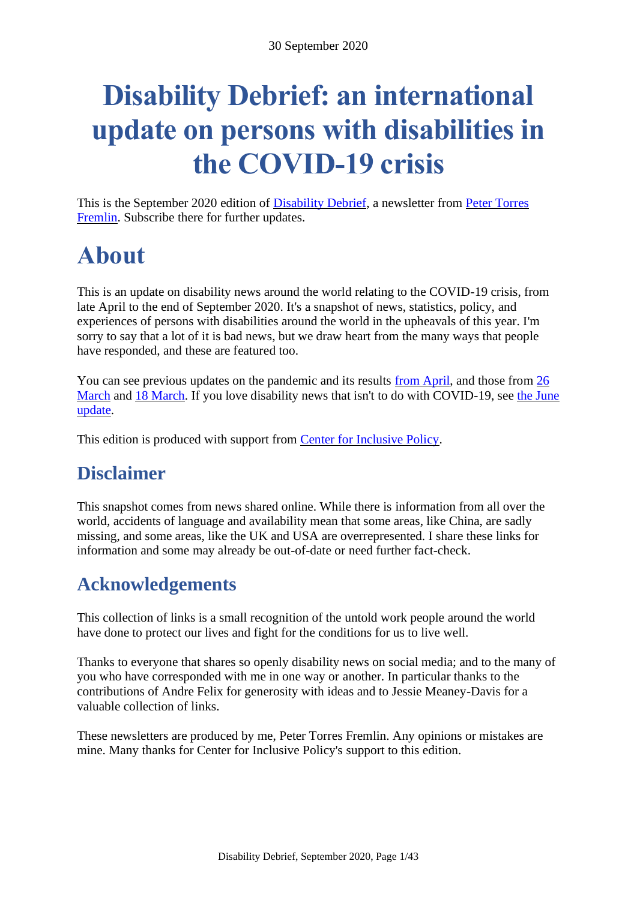30 September 2020

# Disability Debrief: an international update on persons with disabilities in the COVID-19 crisis

This is the September 2020 edition of Disability Debrief, a newsletter from Peter Torres Fremlin. Subscribe there for further updates.

# About

This is an update on disability news around the world relating to the COVID-19 crisis, from late April to the end of September 2020. It's a snapshot of news, statistics, policy, and experiences of persons with disabilities around the world in the upheavals of this year. I'm sorry to say that a lot of it is bad news, but we draw heart from the many ways that people have responded, and these are featured too.

You can see previous updates on the pandemic and its results from April, and those from 26 March and 18 March. If you love disability news that isn't to do with COVID-19, see the June update.

This edition is produced with support from Center for Inclusive Policy.

## Disclaimer

This snapshot comes from news shared online. While there is information from all over the world, accidents of language and availability mean that some areas, like China, are sadly missing, and some areas, like the UK and USA are overrepresented. I share these links for information and some may already be out-of-date or need further fact-check.

## Acknowledgements

This collection of links is a small recognition of the untold work people around the world have done to protect our lives and fight for the conditions for us to live well.

Thanks to everyone that shares so openly disability news on social media; and to the many of you who have corresponded with me in one way or another. In particular thanks to the contributions of Andre Felix for generosity with ideas and to Jessie Meaney-Davis for a valuable collection of links.

These newsletters are produced by me, Peter Torres Fremlin. Any opinions or mistakes are mine. Many thanks for Center for Inclusive Policy's support to this edition.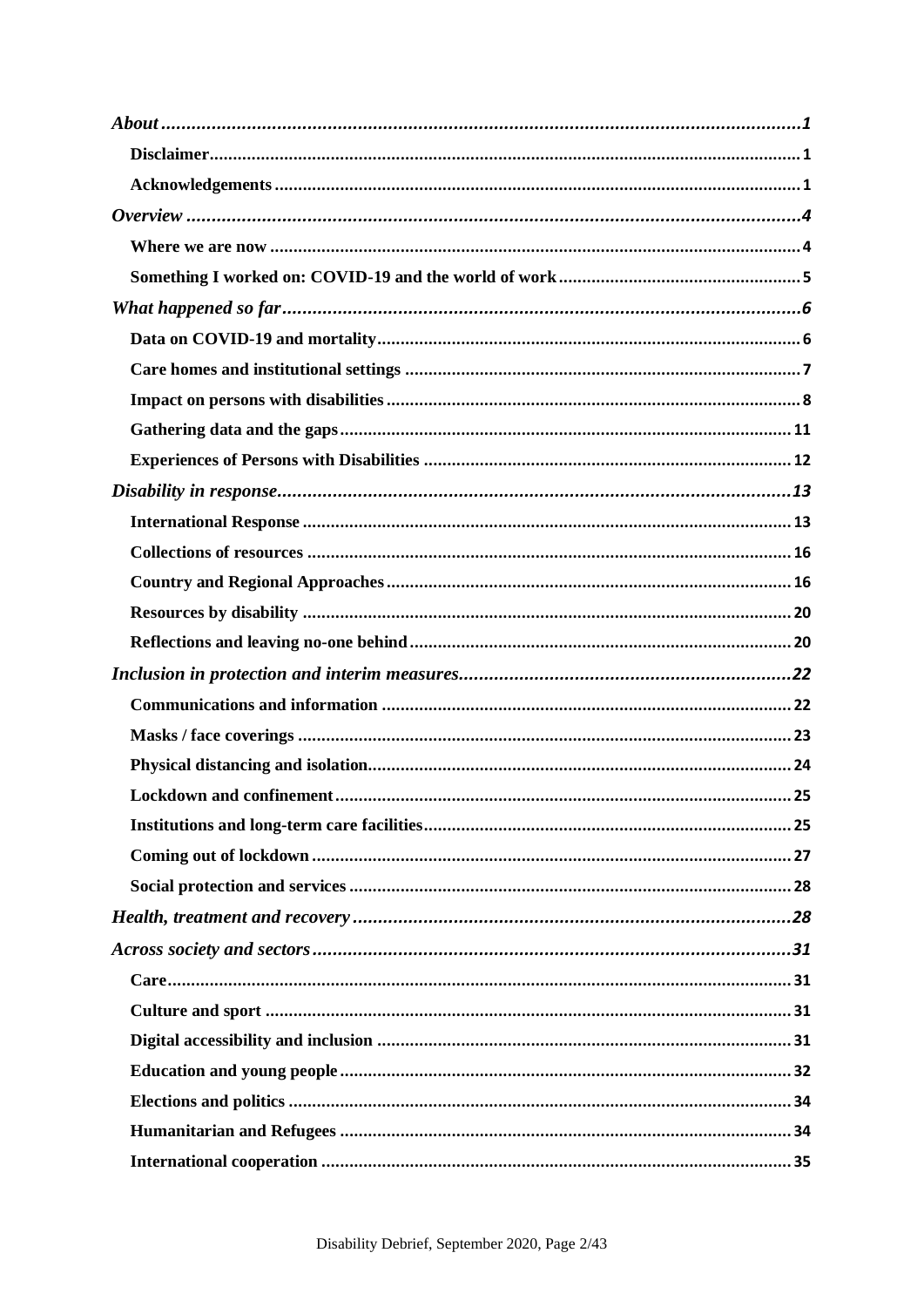*About* ........................................................................................................ *1*

**Disclaimer** ........................................................................................................ 1

**Acknowledgements** ........................................................................................................ 1

*Overview* ........................................................................................................ *4*

**Where we are now** ........................................................................................................ 4

**Something I worked on: COVID-19 and the world of work** ........................................................................................................ 5

*What happened so far* ........................................................................................................ *6*

**Data on COVID-19 and mortality** ........................................................................................................ 6

**Care homes and institutional settings** ........................................................................................................ 7

**Impact on persons with disabilities** ........................................................................................................ 8

**Gathering data and the gaps** ........................................................................................................ 11

**Experiences of Persons with Disabilities** ........................................................................................................ 12

*Disability in response* ........................................................................................................ *13*

**International Response** ........................................................................................................ 13

**Collections of resources** ........................................................................................................ 16

**Country and Regional Approaches** ........................................................................................................ 16

**Resources by disability** ........................................................................................................ 20

**Reflections and leaving no-one behind** ........................................................................................................ 20

*Inclusion in protection and interim measures* ........................................................................................................ *22*

**Communications and information** ........................................................................................................ 22

**Masks / face coverings** ........................................................................................................ 23

**Physical distancing and isolation** ........................................................................................................ 24

**Lockdown and confinement** ........................................................................................................ 25

**Institutions and long-term care facilities** ........................................................................................................ 25

**Coming out of lockdown** ........................................................................................................ 27

**Social protection and services** ........................................................................................................ 28

*Health, treatment and recovery* ........................................................................................................ *28*

*Across society and sectors* ........................................................................................................ *31*

**Care** ........................................................................................................ 31

**Culture and sport** ........................................................................................................ 31

**Digital accessibility and inclusion** ........................................................................................................ 31

**Education and young people** ........................................................................................................ 32

**Elections and politics** ........................................................................................................ 34

**Humanitarian and Refugees** ........................................................................................................ 34

**International cooperation** ........................................................................................................ 35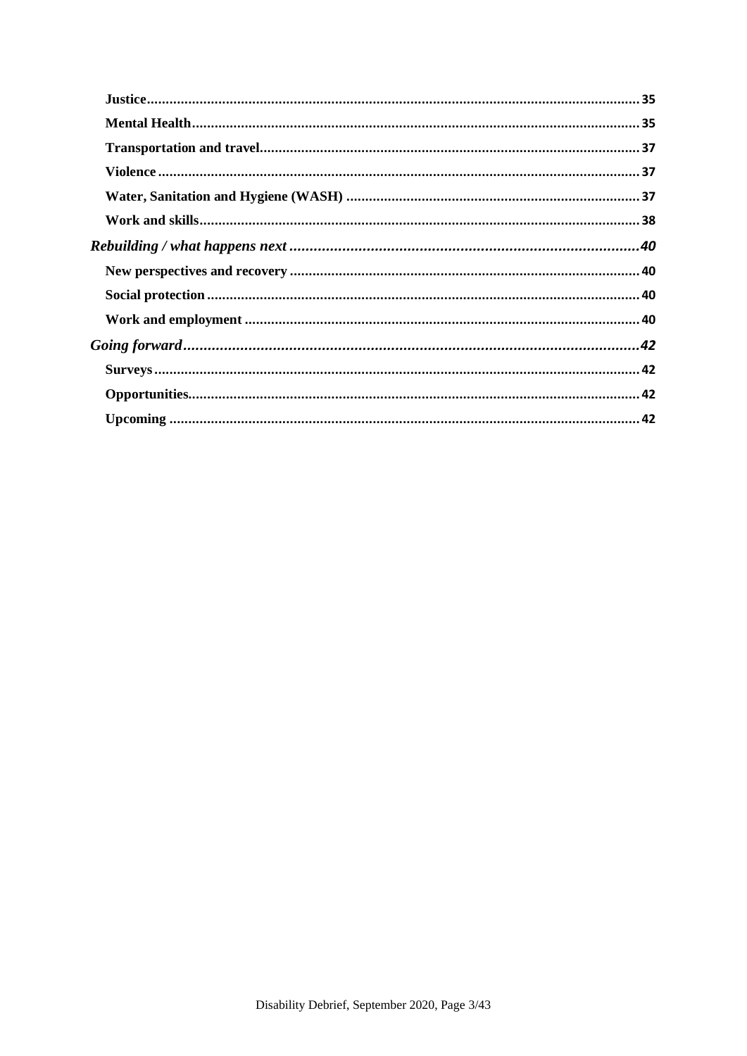**Justice** .......... 35

**Mental Health** .......... 35

**Transportation and travel** .......... 37

**Violence** .......... 37

**Water, Sanitation and Hygiene (WASH)** .......... 37

**Work and skills** .......... 38

***Rebuilding / what happens next*** .......... *40*

**New perspectives and recovery** .......... 40

**Social protection** .......... 40

**Work and employment** .......... 40

***Going forward*** .......... *42*

**Surveys** .......... 42

**Opportunities** .......... 42

**Upcoming** .......... 42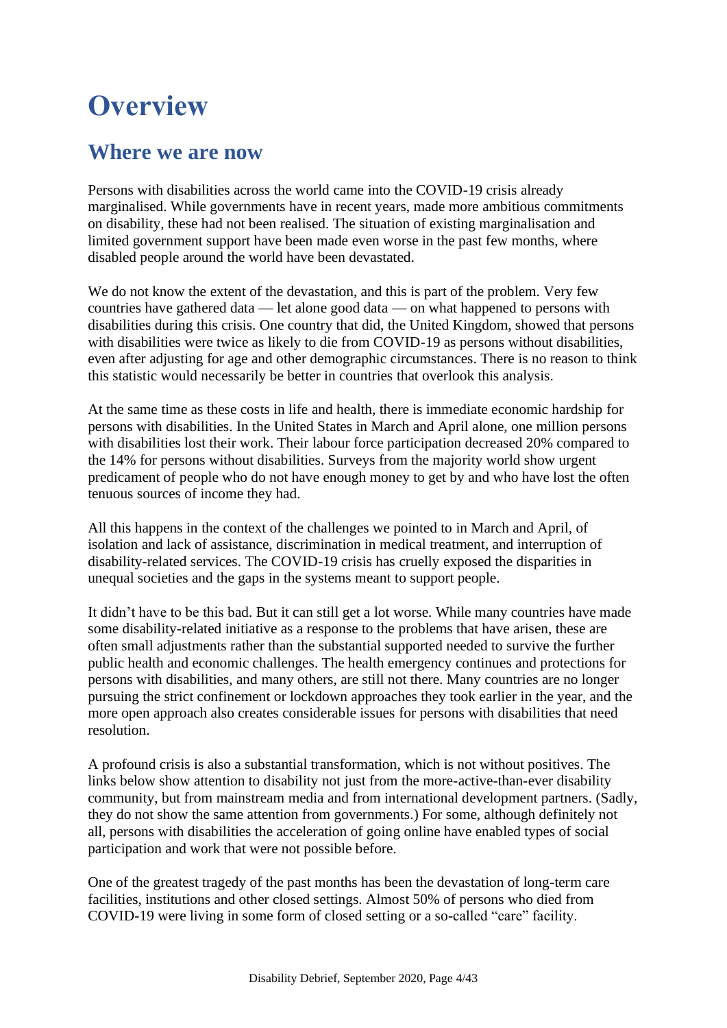# Overview

## Where we are now

Persons with disabilities across the world came into the COVID-19 crisis already marginalised. While governments have in recent years, made more ambitious commitments on disability, these had not been realised. The situation of existing marginalisation and limited government support have been made even worse in the past few months, where disabled people around the world have been devastated.

We do not know the extent of the devastation, and this is part of the problem. Very few countries have gathered data — let alone good data — on what happened to persons with disabilities during this crisis. One country that did, the United Kingdom, showed that persons with disabilities were twice as likely to die from COVID-19 as persons without disabilities, even after adjusting for age and other demographic circumstances. There is no reason to think this statistic would necessarily be better in countries that overlook this analysis.

At the same time as these costs in life and health, there is immediate economic hardship for persons with disabilities. In the United States in March and April alone, one million persons with disabilities lost their work. Their labour force participation decreased 20% compared to the 14% for persons without disabilities. Surveys from the majority world show urgent predicament of people who do not have enough money to get by and who have lost the often tenuous sources of income they had.

All this happens in the context of the challenges we pointed to in March and April, of isolation and lack of assistance, discrimination in medical treatment, and interruption of disability-related services. The COVID-19 crisis has cruelly exposed the disparities in unequal societies and the gaps in the systems meant to support people.

It didn't have to be this bad. But it can still get a lot worse. While many countries have made some disability-related initiative as a response to the problems that have arisen, these are often small adjustments rather than the substantial supported needed to survive the further public health and economic challenges. The health emergency continues and protections for persons with disabilities, and many others, are still not there. Many countries are no longer pursuing the strict confinement or lockdown approaches they took earlier in the year, and the more open approach also creates considerable issues for persons with disabilities that need resolution.

A profound crisis is also a substantial transformation, which is not without positives. The links below show attention to disability not just from the more-active-than-ever disability community, but from mainstream media and from international development partners. (Sadly, they do not show the same attention from governments.) For some, although definitely not all, persons with disabilities the acceleration of going online have enabled types of social participation and work that were not possible before.

One of the greatest tragedy of the past months has been the devastation of long-term care facilities, institutions and other closed settings. Almost 50% of persons who died from COVID-19 were living in some form of closed setting or a so-called "care" facility.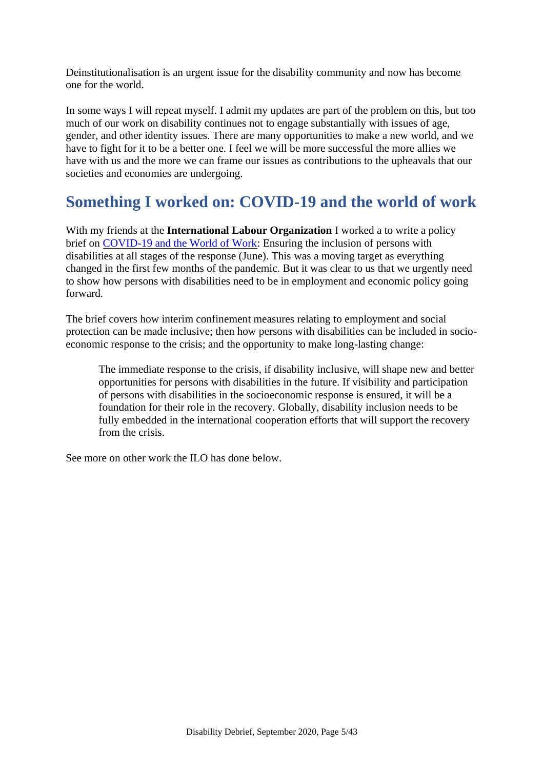Deinstitutionalisation is an urgent issue for the disability community and now has become one for the world.

In some ways I will repeat myself. I admit my updates are part of the problem on this, but too much of our work on disability continues not to engage substantially with issues of age, gender, and other identity issues. There are many opportunities to make a new world, and we have to fight for it to be a better one. I feel we will be more successful the more allies we have with us and the more we can frame our issues as contributions to the upheavals that our societies and economies are undergoing.

## Something I worked on: COVID-19 and the world of work

With my friends at the **International Labour Organization** I worked a to write a policy brief on [COVID-19 and the World of Work](): Ensuring the inclusion of persons with disabilities at all stages of the response (June). This was a moving target as everything changed in the first few months of the pandemic. But it was clear to us that we urgently need to show how persons with disabilities need to be in employment and economic policy going forward.

The brief covers how interim confinement measures relating to employment and social protection can be made inclusive; then how persons with disabilities can be included in socio-economic response to the crisis; and the opportunity to make long-lasting change:

> The immediate response to the crisis, if disability inclusive, will shape new and better opportunities for persons with disabilities in the future. If visibility and participation of persons with disabilities in the socioeconomic response is ensured, it will be a foundation for their role in the recovery. Globally, disability inclusion needs to be fully embedded in the international cooperation efforts that will support the recovery from the crisis.

See more on other work the ILO has done below.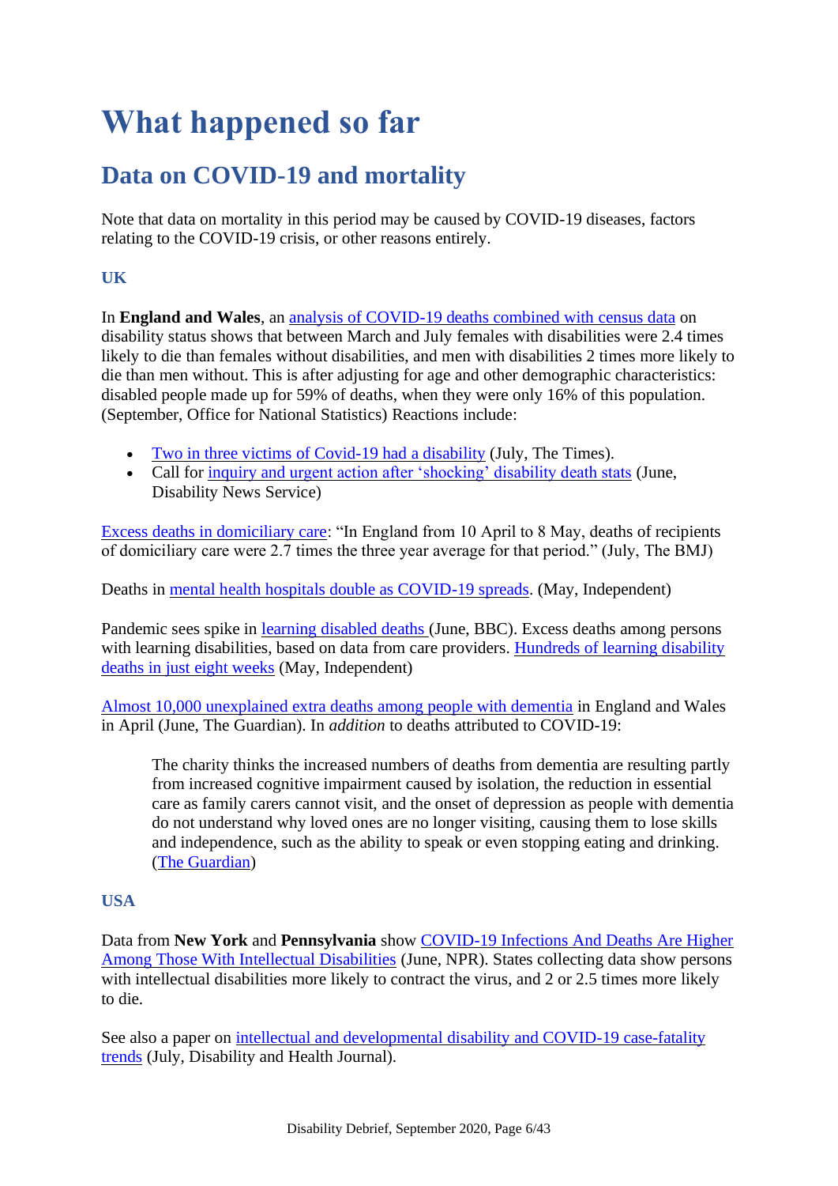# What happened so far

## Data on COVID-19 and mortality

Note that data on mortality in this period may be caused by COVID-19 diseases, factors relating to the COVID-19 crisis, or other reasons entirely.

### UK

In **England and Wales**, an analysis of COVID-19 deaths combined with census data on disability status shows that between March and July females with disabilities were 2.4 times likely to die than females without disabilities, and men with disabilities 2 times more likely to die than men without. This is after adjusting for age and other demographic characteristics: disabled people made up for 59% of deaths, when they were only 16% of this population. (September, Office for National Statistics) Reactions include:

- Two in three victims of Covid-19 had a disability (July, The Times).
- Call for inquiry and urgent action after 'shocking' disability death stats (June, Disability News Service)

Excess deaths in domiciliary care: "In England from 10 April to 8 May, deaths of recipients of domiciliary care were 2.7 times the three year average for that period." (July, The BMJ)

Deaths in mental health hospitals double as COVID-19 spreads. (May, Independent)

Pandemic sees spike in learning disabled deaths (June, BBC). Excess deaths among persons with learning disabilities, based on data from care providers. Hundreds of learning disability deaths in just eight weeks (May, Independent)

Almost 10,000 unexplained extra deaths among people with dementia in England and Wales in April (June, The Guardian). In *addition* to deaths attributed to COVID-19:

> The charity thinks the increased numbers of deaths from dementia are resulting partly from increased cognitive impairment caused by isolation, the reduction in essential care as family carers cannot visit, and the onset of depression as people with dementia do not understand why loved ones are no longer visiting, causing them to lose skills and independence, such as the ability to speak or even stopping eating and drinking. (The Guardian)

### USA

Data from **New York** and **Pennsylvania** show COVID-19 Infections And Deaths Are Higher Among Those With Intellectual Disabilities (June, NPR). States collecting data show persons with intellectual disabilities more likely to contract the virus, and 2 or 2.5 times more likely to die.

See also a paper on intellectual and developmental disability and COVID-19 case-fatality trends (July, Disability and Health Journal).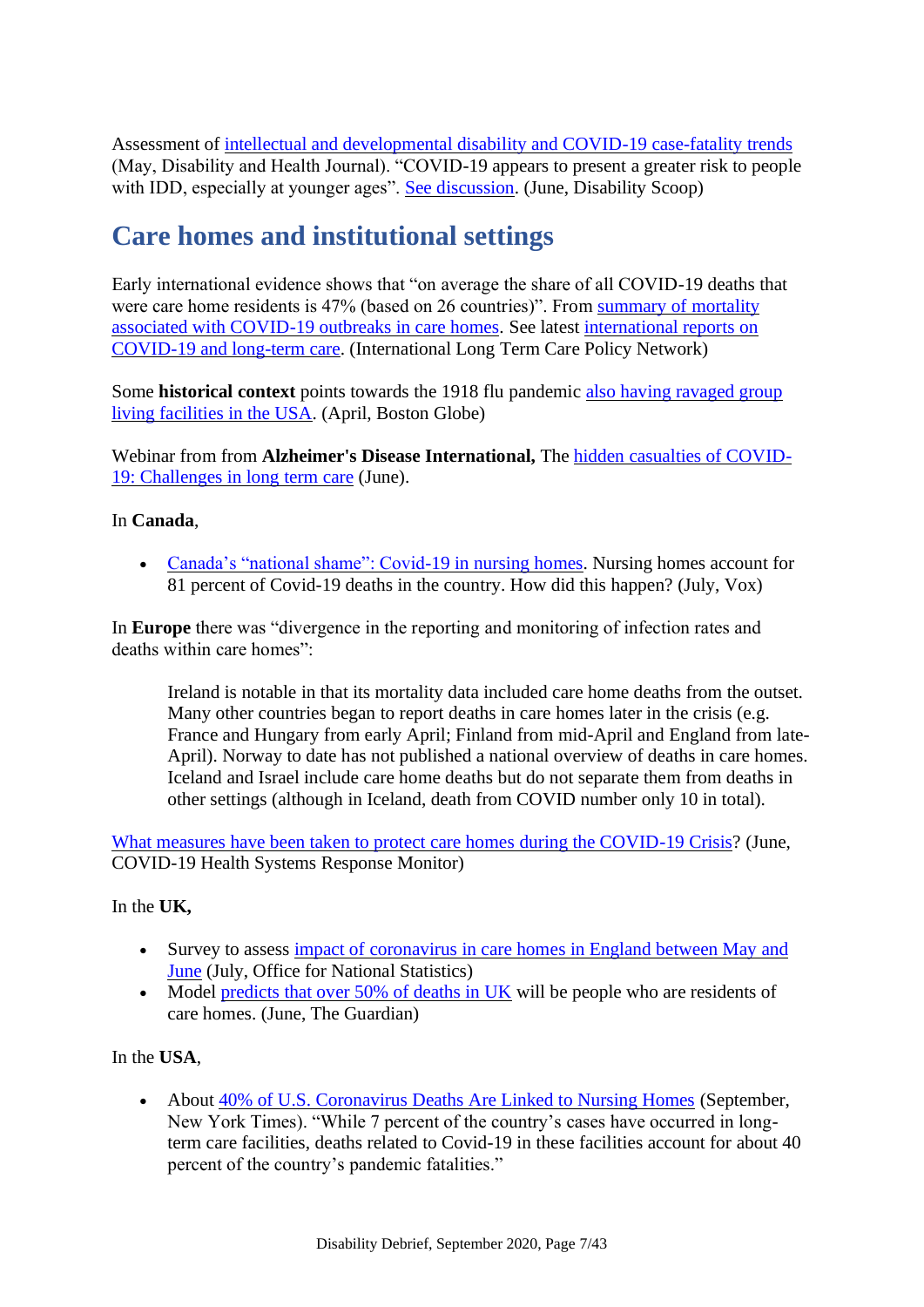Assessment of intellectual and developmental disability and COVID-19 case-fatality trends (May, Disability and Health Journal). "COVID-19 appears to present a greater risk to people with IDD, especially at younger ages". See discussion. (June, Disability Scoop)

## Care homes and institutional settings

Early international evidence shows that "on average the share of all COVID-19 deaths that were care home residents is 47% (based on 26 countries)". From summary of mortality associated with COVID-19 outbreaks in care homes. See latest international reports on COVID-19 and long-term care. (International Long Term Care Policy Network)

Some **historical context** points towards the 1918 flu pandemic also having ravaged group living facilities in the USA. (April, Boston Globe)

Webinar from from **Alzheimer's Disease International,** The hidden casualties of COVID-19: Challenges in long term care (June).

In **Canada**,

- Canada's "national shame": Covid-19 in nursing homes. Nursing homes account for 81 percent of Covid-19 deaths in the country. How did this happen? (July, Vox)

In **Europe** there was "divergence in the reporting and monitoring of infection rates and deaths within care homes":

> Ireland is notable in that its mortality data included care home deaths from the outset. Many other countries began to report deaths in care homes later in the crisis (e.g. France and Hungary from early April; Finland from mid-April and England from late-April). Norway to date has not published a national overview of deaths in care homes. Iceland and Israel include care home deaths but do not separate them from deaths in other settings (although in Iceland, death from COVID number only 10 in total).

What measures have been taken to protect care homes during the COVID-19 Crisis? (June, COVID-19 Health Systems Response Monitor)

In the **UK,**

- Survey to assess impact of coronavirus in care homes in England between May and June (July, Office for National Statistics)
- Model predicts that over 50% of deaths in UK will be people who are residents of care homes. (June, The Guardian)

In the **USA**,

- About 40% of U.S. Coronavirus Deaths Are Linked to Nursing Homes (September, New York Times). "While 7 percent of the country's cases have occurred in long-term care facilities, deaths related to Covid-19 in these facilities account for about 40 percent of the country's pandemic fatalities."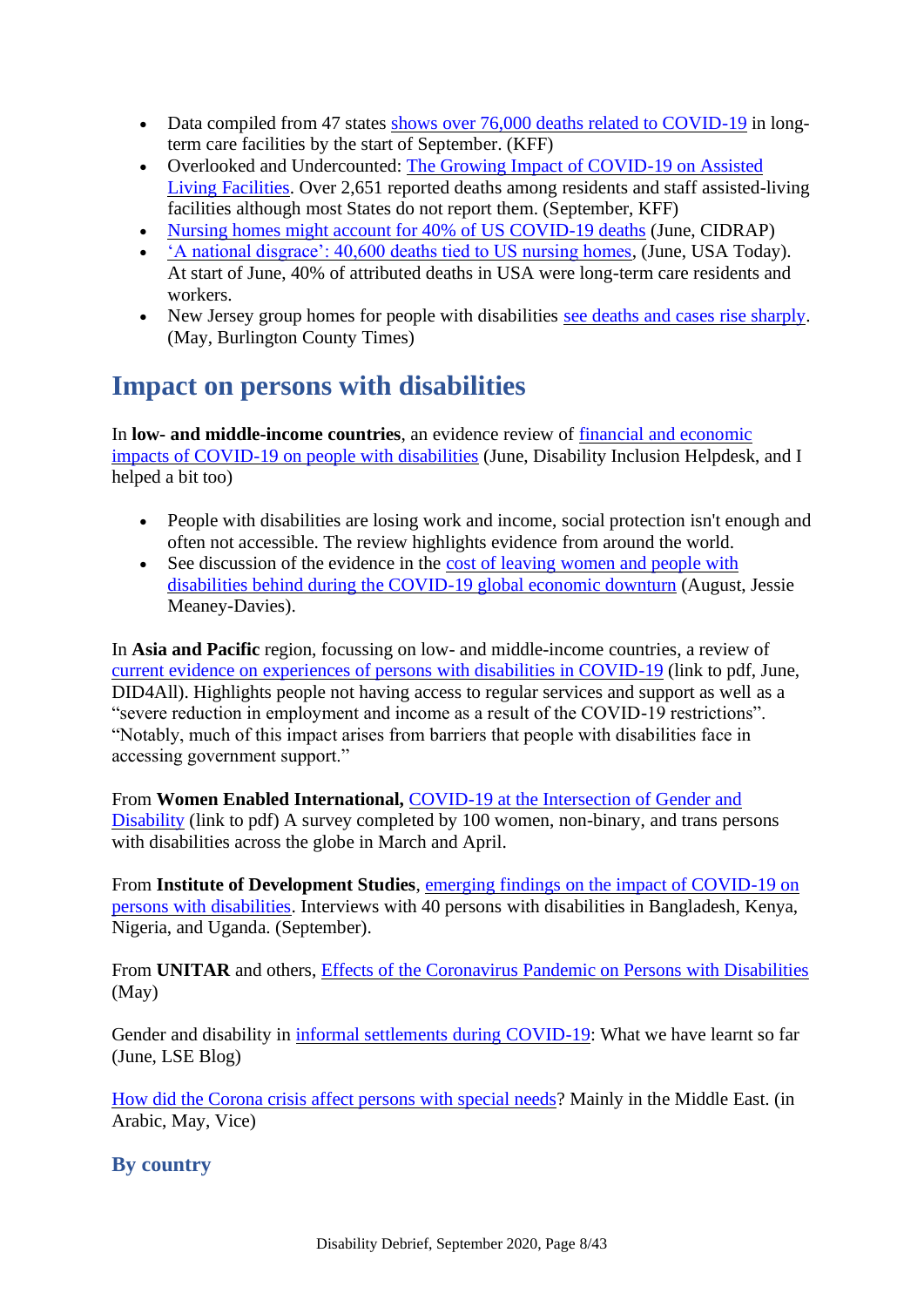- Data compiled from 47 states shows over 76,000 deaths related to COVID-19 in long-term care facilities by the start of September. (KFF)
- Overlooked and Undercounted: The Growing Impact of COVID-19 on Assisted Living Facilities. Over 2,651 reported deaths among residents and staff assisted-living facilities although most States do not report them. (September, KFF)
- Nursing homes might account for 40% of US COVID-19 deaths (June, CIDRAP)
- 'A national disgrace': 40,600 deaths tied to US nursing homes, (June, USA Today). At start of June, 40% of attributed deaths in USA were long-term care residents and workers.
- New Jersey group homes for people with disabilities see deaths and cases rise sharply. (May, Burlington County Times)

## Impact on persons with disabilities

In **low- and middle-income countries**, an evidence review of financial and economic impacts of COVID-19 on people with disabilities (June, Disability Inclusion Helpdesk, and I helped a bit too)

- People with disabilities are losing work and income, social protection isn't enough and often not accessible. The review highlights evidence from around the world.
- See discussion of the evidence in the cost of leaving women and people with disabilities behind during the COVID-19 global economic downturn (August, Jessie Meaney-Davies).

In **Asia and Pacific** region, focussing on low- and middle-income countries, a review of current evidence on experiences of persons with disabilities in COVID-19 (link to pdf, June, DID4All). Highlights people not having access to regular services and support as well as a "severe reduction in employment and income as a result of the COVID-19 restrictions". "Notably, much of this impact arises from barriers that people with disabilities face in accessing government support."

From **Women Enabled International,** COVID-19 at the Intersection of Gender and Disability (link to pdf) A survey completed by 100 women, non-binary, and trans persons with disabilities across the globe in March and April.

From **Institute of Development Studies**, emerging findings on the impact of COVID-19 on persons with disabilities. Interviews with 40 persons with disabilities in Bangladesh, Kenya, Nigeria, and Uganda. (September).

From **UNITAR** and others, Effects of the Coronavirus Pandemic on Persons with Disabilities (May)

Gender and disability in informal settlements during COVID-19: What we have learnt so far (June, LSE Blog)

How did the Corona crisis affect persons with special needs? Mainly in the Middle East. (in Arabic, May, Vice)

### By country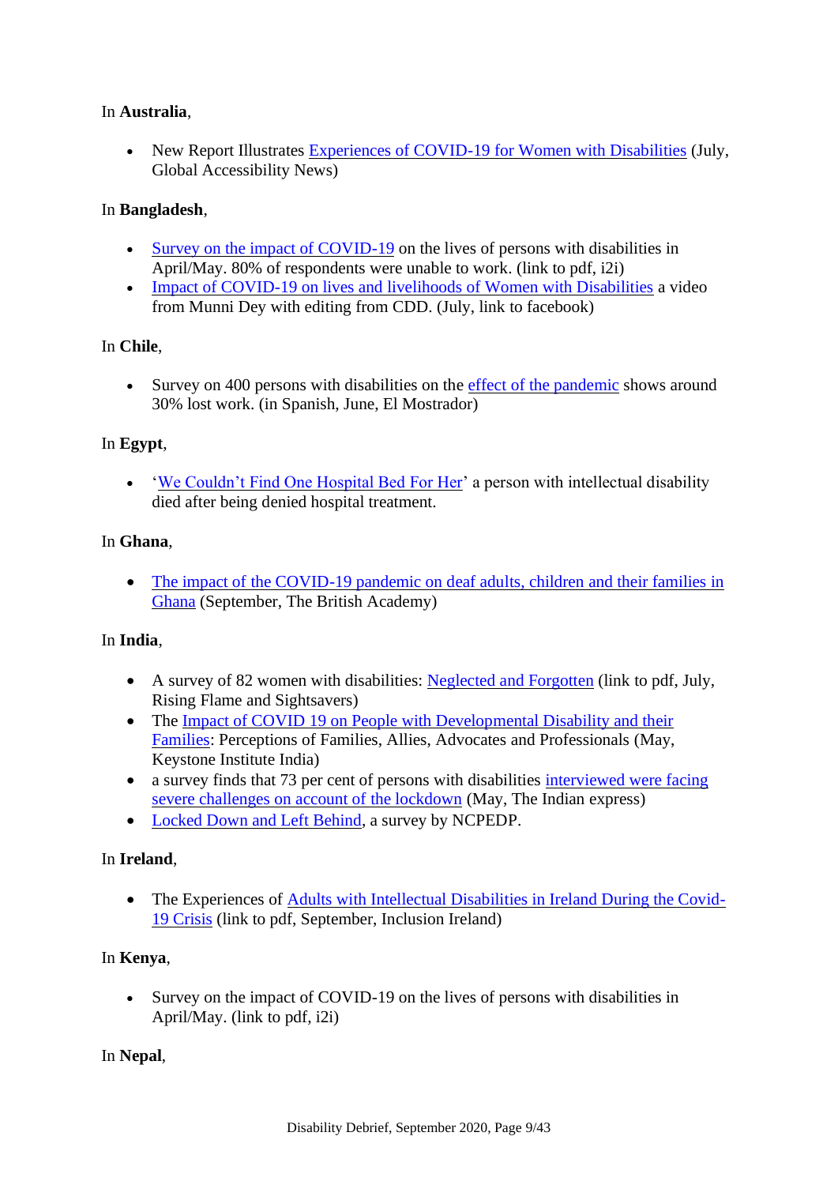In **Australia**,

- New Report Illustrates Experiences of COVID-19 for Women with Disabilities (July, Global Accessibility News)

In **Bangladesh**,

- Survey on the impact of COVID-19 on the lives of persons with disabilities in April/May. 80% of respondents were unable to work. (link to pdf, i2i)
- Impact of COVID-19 on lives and livelihoods of Women with Disabilities a video from Munni Dey with editing from CDD. (July, link to facebook)

In **Chile**,

- Survey on 400 persons with disabilities on the effect of the pandemic shows around 30% lost work. (in Spanish, June, El Mostrador)

In **Egypt**,

- 'We Couldn't Find One Hospital Bed For Her' a person with intellectual disability died after being denied hospital treatment.

In **Ghana**,

- The impact of the COVID-19 pandemic on deaf adults, children and their families in Ghana (September, The British Academy)

In **India**,

- A survey of 82 women with disabilities: Neglected and Forgotten (link to pdf, July, Rising Flame and Sightsavers)
- The Impact of COVID 19 on People with Developmental Disability and their Families: Perceptions of Families, Allies, Advocates and Professionals (May, Keystone Institute India)
- a survey finds that 73 per cent of persons with disabilities interviewed were facing severe challenges on account of the lockdown (May, The Indian express)
- Locked Down and Left Behind, a survey by NCPEDP.

In **Ireland**,

- The Experiences of Adults with Intellectual Disabilities in Ireland During the Covid-19 Crisis (link to pdf, September, Inclusion Ireland)

In **Kenya**,

- Survey on the impact of COVID-19 on the lives of persons with disabilities in April/May. (link to pdf, i2i)

In **Nepal**,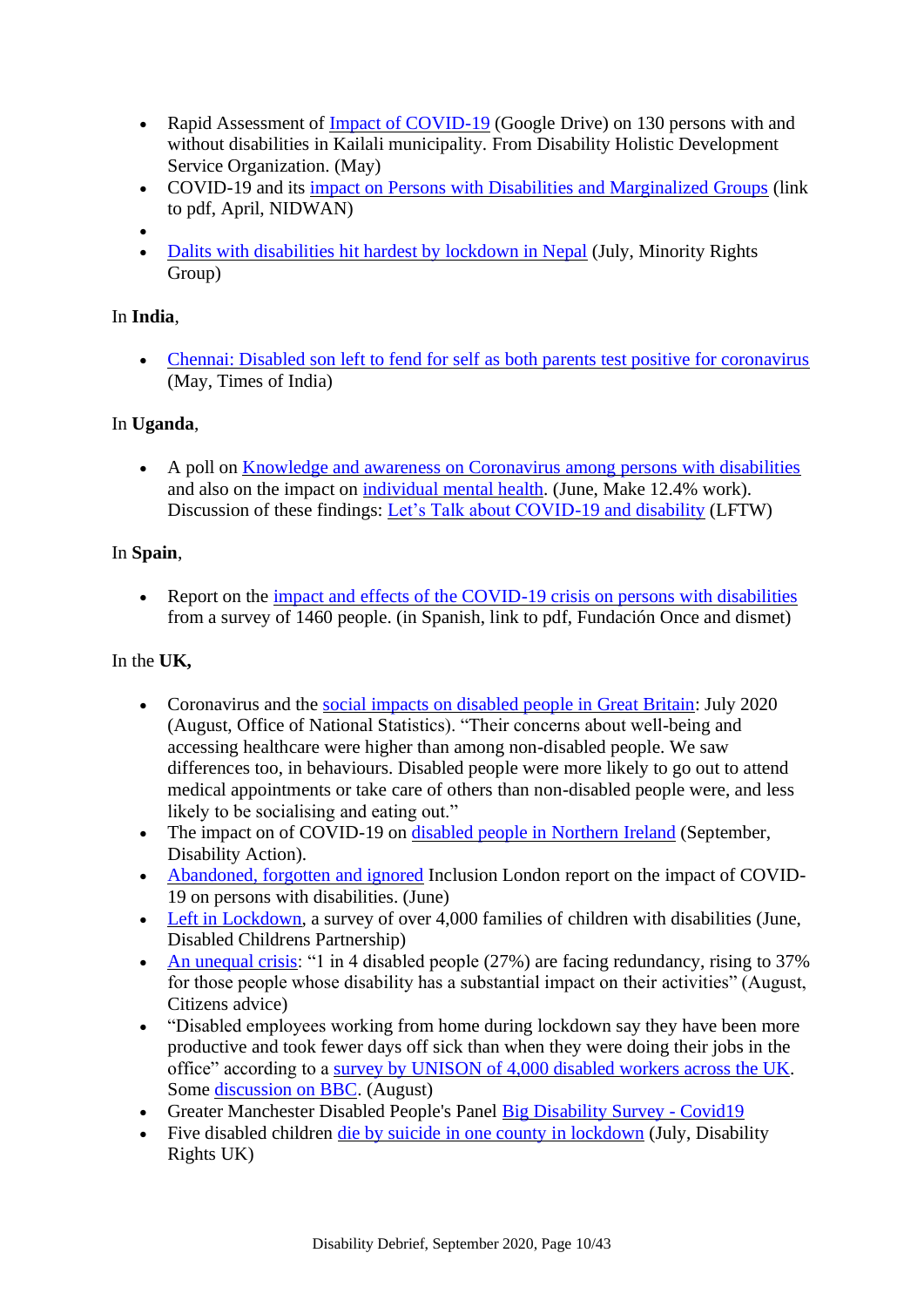- Rapid Assessment of Impact of COVID-19 (Google Drive) on 130 persons with and without disabilities in Kailali municipality. From Disability Holistic Development Service Organization. (May)
- COVID-19 and its impact on Persons with Disabilities and Marginalized Groups (link to pdf, April, NIDWAN)
- 
- Dalits with disabilities hit hardest by lockdown in Nepal (July, Minority Rights Group)

In **India**,

- Chennai: Disabled son left to fend for self as both parents test positive for coronavirus (May, Times of India)

In **Uganda**,

- A poll on Knowledge and awareness on Coronavirus among persons with disabilities and also on the impact on individual mental health. (June, Make 12.4% work). Discussion of these findings: Let's Talk about COVID-19 and disability (LFTW)

In **Spain**,

- Report on the impact and effects of the COVID-19 crisis on persons with disabilities from a survey of 1460 people. (in Spanish, link to pdf, Fundación Once and dismet)

In the **UK,**

- Coronavirus and the social impacts on disabled people in Great Britain: July 2020 (August, Office of National Statistics). "Their concerns about well-being and accessing healthcare were higher than among non-disabled people. We saw differences too, in behaviours. Disabled people were more likely to go out to attend medical appointments or take care of others than non-disabled people were, and less likely to be socialising and eating out."
- The impact on of COVID-19 on disabled people in Northern Ireland (September, Disability Action).
- Abandoned, forgotten and ignored Inclusion London report on the impact of COVID-19 on persons with disabilities. (June)
- Left in Lockdown, a survey of over 4,000 families of children with disabilities (June, Disabled Childrens Partnership)
- An unequal crisis: "1 in 4 disabled people (27%) are facing redundancy, rising to 37% for those people whose disability has a substantial impact on their activities" (August, Citizens advice)
- "Disabled employees working from home during lockdown say they have been more productive and took fewer days off sick than when they were doing their jobs in the office" according to a survey by UNISON of 4,000 disabled workers across the UK. Some discussion on BBC. (August)
- Greater Manchester Disabled People's Panel Big Disability Survey - Covid19
- Five disabled children die by suicide in one county in lockdown (July, Disability Rights UK)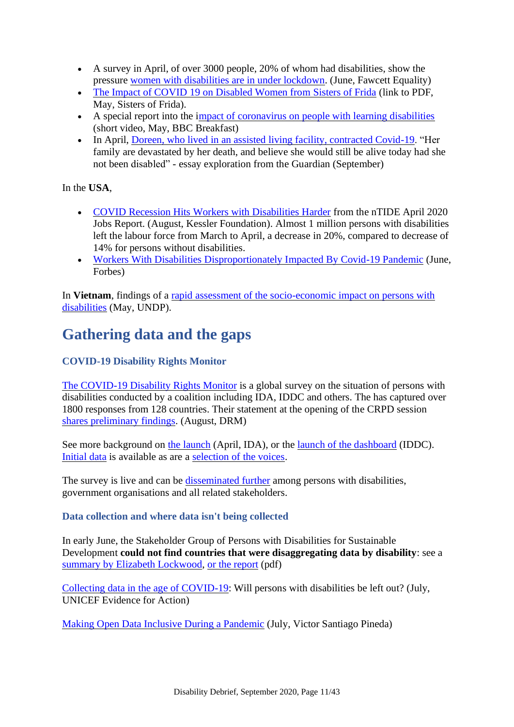- A survey in April, of over 3000 people, 20% of whom had disabilities, show the pressure women with disabilities are in under lockdown. (June, Fawcett Equality)
- The Impact of COVID 19 on Disabled Women from Sisters of Frida (link to PDF, May, Sisters of Frida).
- A special report into the impact of coronavirus on people with learning disabilities (short video, May, BBC Breakfast)
- In April, Doreen, who lived in an assisted living facility, contracted Covid-19. "Her family are devastated by her death, and believe she would still be alive today had she not been disabled" - essay exploration from the Guardian (September)

In the **USA**,

- COVID Recession Hits Workers with Disabilities Harder from the nTIDE April 2020 Jobs Report. (August, Kessler Foundation). Almost 1 million persons with disabilities left the labour force from March to April, a decrease in 20%, compared to decrease of 14% for persons without disabilities.
- Workers With Disabilities Disproportionately Impacted By Covid-19 Pandemic (June, Forbes)

In **Vietnam**, findings of a rapid assessment of the socio-economic impact on persons with disabilities (May, UNDP).

## Gathering data and the gaps

### COVID-19 Disability Rights Monitor

The COVID-19 Disability Rights Monitor is a global survey on the situation of persons with disabilities conducted by a coalition including IDA, IDDC and others. The has captured over 1800 responses from 128 countries. Their statement at the opening of the CRPD session shares preliminary findings. (August, DRM)

See more background on the launch (April, IDA), or the launch of the dashboard (IDDC). Initial data is available as are a selection of the voices.

The survey is live and can be disseminated further among persons with disabilities, government organisations and all related stakeholders.

### Data collection and where data isn't being collected

In early June, the Stakeholder Group of Persons with Disabilities for Sustainable Development **could not find countries that were disaggregating data by disability**: see a summary by Elizabeth Lockwood, or the report (pdf)

Collecting data in the age of COVID-19: Will persons with disabilities be left out? (July, UNICEF Evidence for Action)

Making Open Data Inclusive During a Pandemic (July, Victor Santiago Pineda)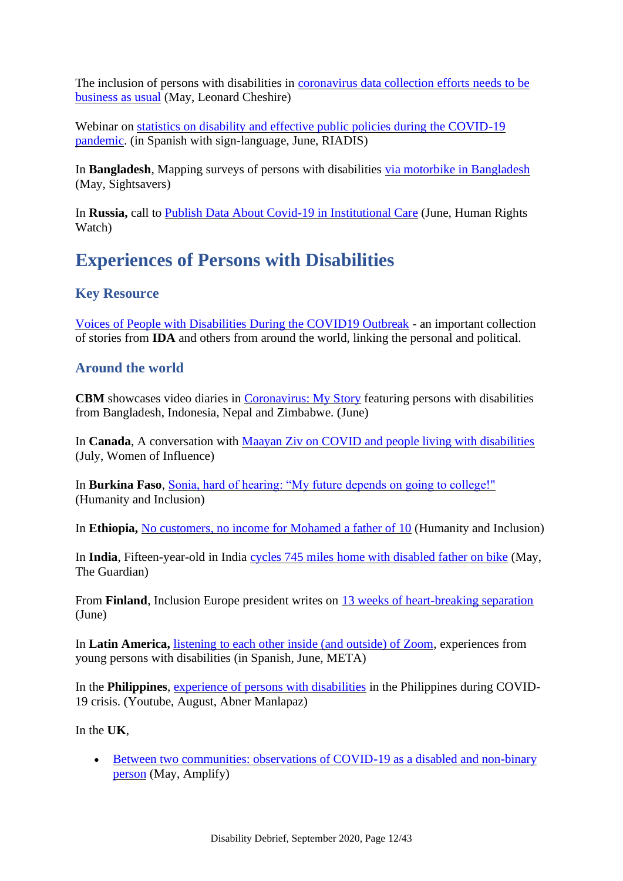The inclusion of persons with disabilities in coronavirus data collection efforts needs to be business as usual (May, Leonard Cheshire)

Webinar on statistics on disability and effective public policies during the COVID-19 pandemic. (in Spanish with sign-language, June, RIADIS)

In **Bangladesh**, Mapping surveys of persons with disabilities via motorbike in Bangladesh (May, Sightsavers)

In **Russia,** call to Publish Data About Covid-19 in Institutional Care (June, Human Rights Watch)

# Experiences of Persons with Disabilities

## Key Resource

Voices of People with Disabilities During the COVID19 Outbreak - an important collection of stories from **IDA** and others from around the world, linking the personal and political.

## Around the world

**CBM** showcases video diaries in Coronavirus: My Story featuring persons with disabilities from Bangladesh, Indonesia, Nepal and Zimbabwe. (June)

In **Canada**, A conversation with Maayan Ziv on COVID and people living with disabilities (July, Women of Influence)

In **Burkina Faso**, Sonia, hard of hearing: "My future depends on going to college!" (Humanity and Inclusion)

In **Ethiopia,** No customers, no income for Mohamed a father of 10 (Humanity and Inclusion)

In **India**, Fifteen-year-old in India cycles 745 miles home with disabled father on bike (May, The Guardian)

From **Finland**, Inclusion Europe president writes on 13 weeks of heart-breaking separation (June)

In **Latin America,** listening to each other inside (and outside) of Zoom, experiences from young persons with disabilities (in Spanish, June, META)

In the **Philippines**, experience of persons with disabilities in the Philippines during COVID-19 crisis. (Youtube, August, Abner Manlapaz)

In the **UK**,

- Between two communities: observations of COVID-19 as a disabled and non-binary person (May, Amplify)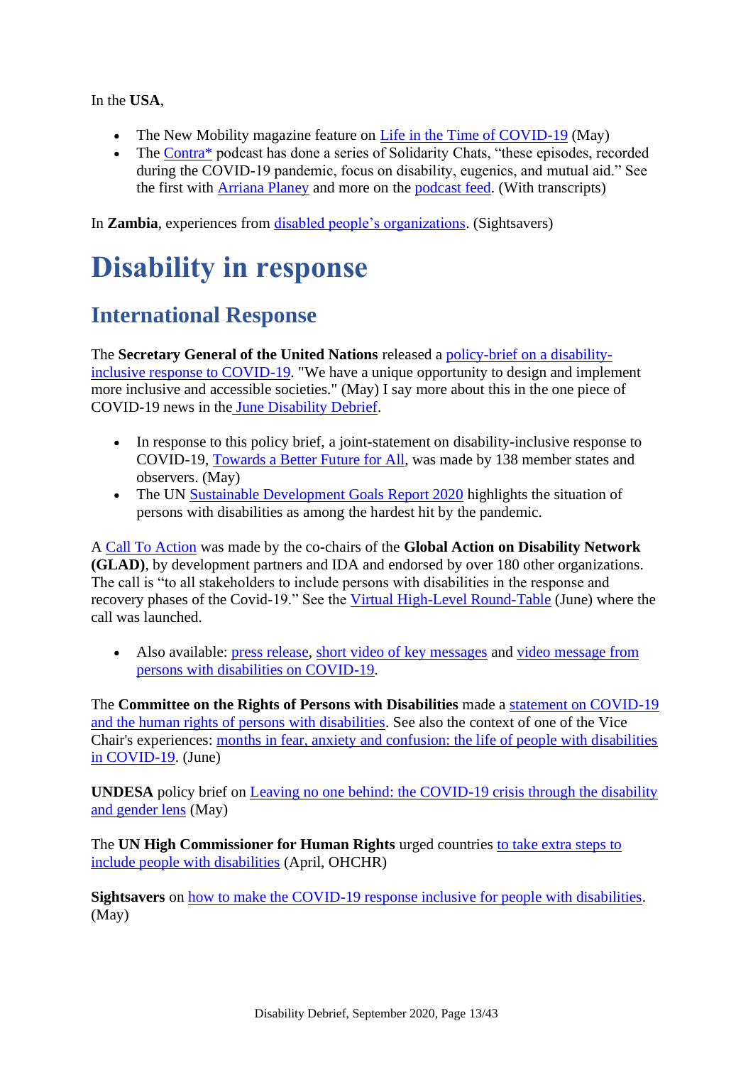In the **USA**,

- The New Mobility magazine feature on Life in the Time of COVID-19 (May)
- The Contra* podcast has done a series of Solidarity Chats, "these episodes, recorded during the COVID-19 pandemic, focus on disability, eugenics, and mutual aid." See the first with Arriana Planey and more on the podcast feed. (With transcripts)

In **Zambia**, experiences from disabled people's organizations. (Sightsavers)

# Disability in response

## International Response

The **Secretary General of the United Nations** released a policy-brief on a disability-inclusive response to COVID-19. "We have a unique opportunity to design and implement more inclusive and accessible societies." (May) I say more about this in the one piece of COVID-19 news in the June Disability Debrief.

- In response to this policy brief, a joint-statement on disability-inclusive response to COVID-19, Towards a Better Future for All, was made by 138 member states and observers. (May)
- The UN Sustainable Development Goals Report 2020 highlights the situation of persons with disabilities as among the hardest hit by the pandemic.

A Call To Action was made by the co-chairs of the **Global Action on Disability Network (GLAD)**, by development partners and IDA and endorsed by over 180 other organizations. The call is "to all stakeholders to include persons with disabilities in the response and recovery phases of the Covid-19." See the Virtual High-Level Round-Table (June) where the call was launched.

- Also available: press release, short video of key messages and video message from persons with disabilities on COVID-19.

The **Committee on the Rights of Persons with Disabilities** made a statement on COVID-19 and the human rights of persons with disabilities. See also the context of one of the Vice Chair's experiences: months in fear, anxiety and confusion: the life of people with disabilities in COVID-19. (June)

**UNDESA** policy brief on Leaving no one behind: the COVID-19 crisis through the disability and gender lens (May)

The **UN High Commissioner for Human Rights** urged countries to take extra steps to include people with disabilities (April, OHCHR)

**Sightsavers** on how to make the COVID-19 response inclusive for people with disabilities. (May)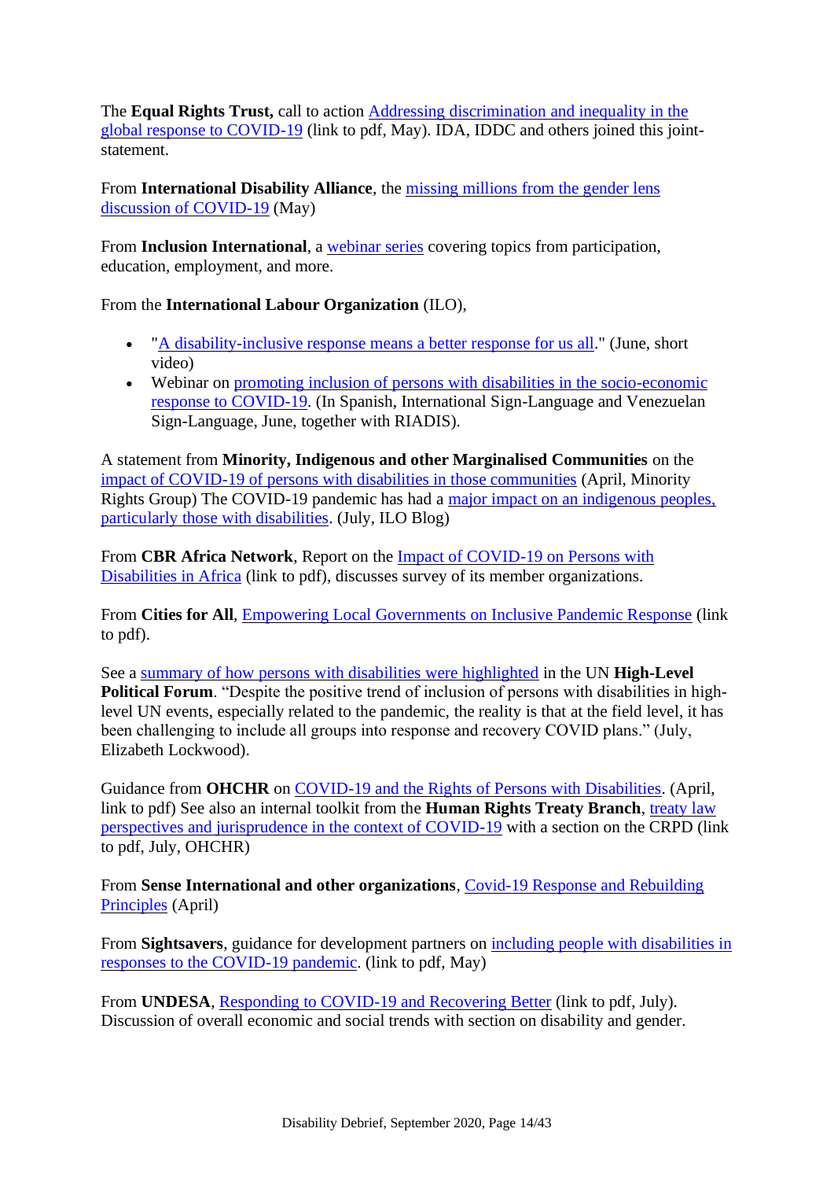The **Equal Rights Trust,** call to action Addressing discrimination and inequality in the global response to COVID-19 (link to pdf, May). IDA, IDDC and others joined this joint-statement.

From **International Disability Alliance**, the missing millions from the gender lens discussion of COVID-19 (May)

From **Inclusion International**, a webinar series covering topics from participation, education, employment, and more.

From the **International Labour Organization** (ILO),

- "A disability-inclusive response means a better response for us all." (June, short video)
- Webinar on promoting inclusion of persons with disabilities in the socio-economic response to COVID-19. (In Spanish, International Sign-Language and Venezuelan Sign-Language, June, together with RIADIS).

A statement from **Minority, Indigenous and other Marginalised Communities** on the impact of COVID-19 of persons with disabilities in those communities (April, Minority Rights Group) The COVID-19 pandemic has had a major impact on an indigenous peoples, particularly those with disabilities. (July, ILO Blog)

From **CBR Africa Network**, Report on the Impact of COVID-19 on Persons with Disabilities in Africa (link to pdf), discusses survey of its member organizations.

From **Cities for All**, Empowering Local Governments on Inclusive Pandemic Response (link to pdf).

See a summary of how persons with disabilities were highlighted in the UN **High-Level Political Forum**. "Despite the positive trend of inclusion of persons with disabilities in high-level UN events, especially related to the pandemic, the reality is that at the field level, it has been challenging to include all groups into response and recovery COVID plans." (July, Elizabeth Lockwood).

Guidance from **OHCHR** on COVID-19 and the Rights of Persons with Disabilities. (April, link to pdf) See also an internal toolkit from the **Human Rights Treaty Branch**, treaty law perspectives and jurisprudence in the context of COVID-19 with a section on the CRPD (link to pdf, July, OHCHR)

From **Sense International and other organizations**, Covid-19 Response and Rebuilding Principles (April)

From **Sightsavers**, guidance for development partners on including people with disabilities in responses to the COVID-19 pandemic. (link to pdf, May)

From **UNDESA**, Responding to COVID-19 and Recovering Better (link to pdf, July). Discussion of overall economic and social trends with section on disability and gender.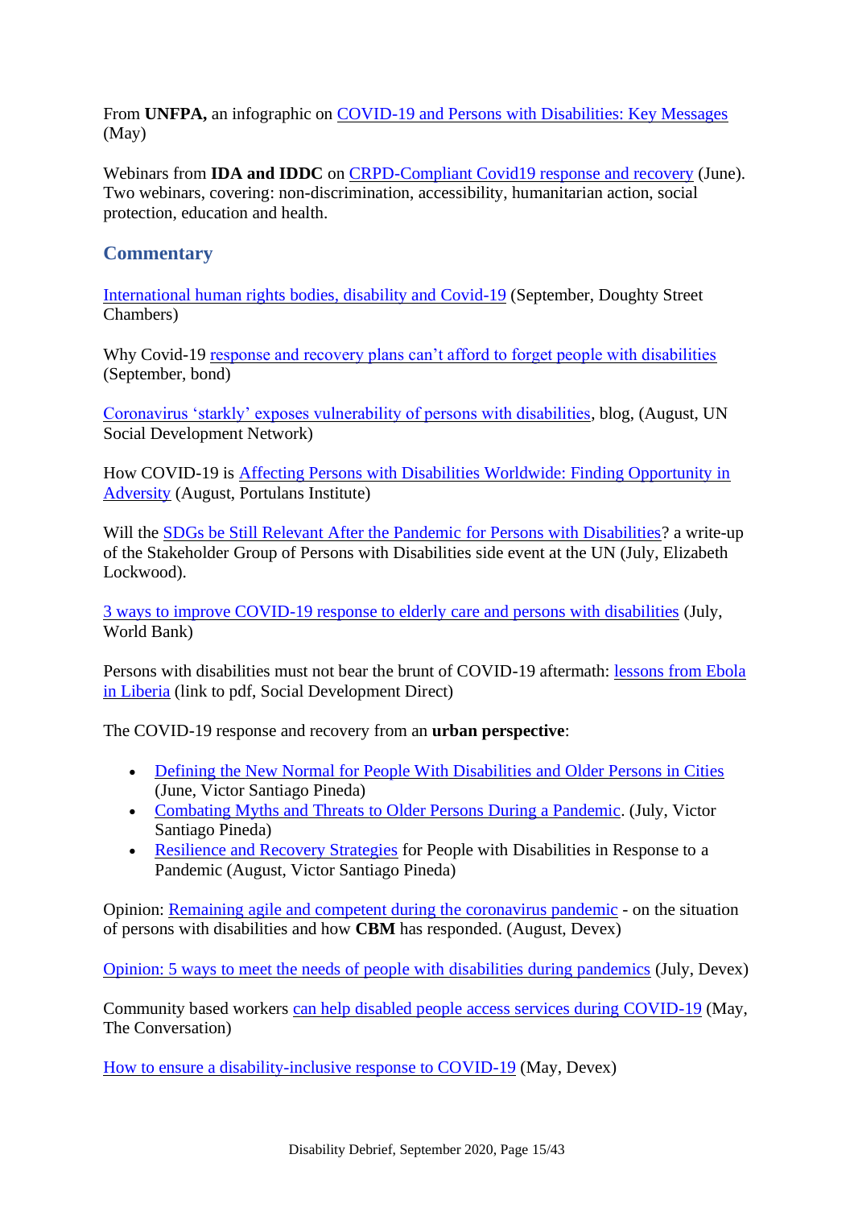From **UNFPA,** an infographic on COVID-19 and Persons with Disabilities: Key Messages (May)

Webinars from **IDA and IDDC** on CRPD-Compliant Covid19 response and recovery (June). Two webinars, covering: non-discrimination, accessibility, humanitarian action, social protection, education and health.

## Commentary

International human rights bodies, disability and Covid-19 (September, Doughty Street Chambers)

Why Covid-19 response and recovery plans can't afford to forget people with disabilities (September, bond)

Coronavirus 'starkly' exposes vulnerability of persons with disabilities, blog, (August, UN Social Development Network)

How COVID-19 is Affecting Persons with Disabilities Worldwide: Finding Opportunity in Adversity (August, Portulans Institute)

Will the SDGs be Still Relevant After the Pandemic for Persons with Disabilities? a write-up of the Stakeholder Group of Persons with Disabilities side event at the UN (July, Elizabeth Lockwood).

3 ways to improve COVID-19 response to elderly care and persons with disabilities (July, World Bank)

Persons with disabilities must not bear the brunt of COVID-19 aftermath: lessons from Ebola in Liberia (link to pdf, Social Development Direct)

The COVID-19 response and recovery from an **urban perspective**:

- Defining the New Normal for People With Disabilities and Older Persons in Cities (June, Victor Santiago Pineda)
- Combating Myths and Threats to Older Persons During a Pandemic. (July, Victor Santiago Pineda)
- Resilience and Recovery Strategies for People with Disabilities in Response to a Pandemic (August, Victor Santiago Pineda)

Opinion: Remaining agile and competent during the coronavirus pandemic - on the situation of persons with disabilities and how **CBM** has responded. (August, Devex)

Opinion: 5 ways to meet the needs of people with disabilities during pandemics (July, Devex)

Community based workers can help disabled people access services during COVID-19 (May, The Conversation)

How to ensure a disability-inclusive response to COVID-19 (May, Devex)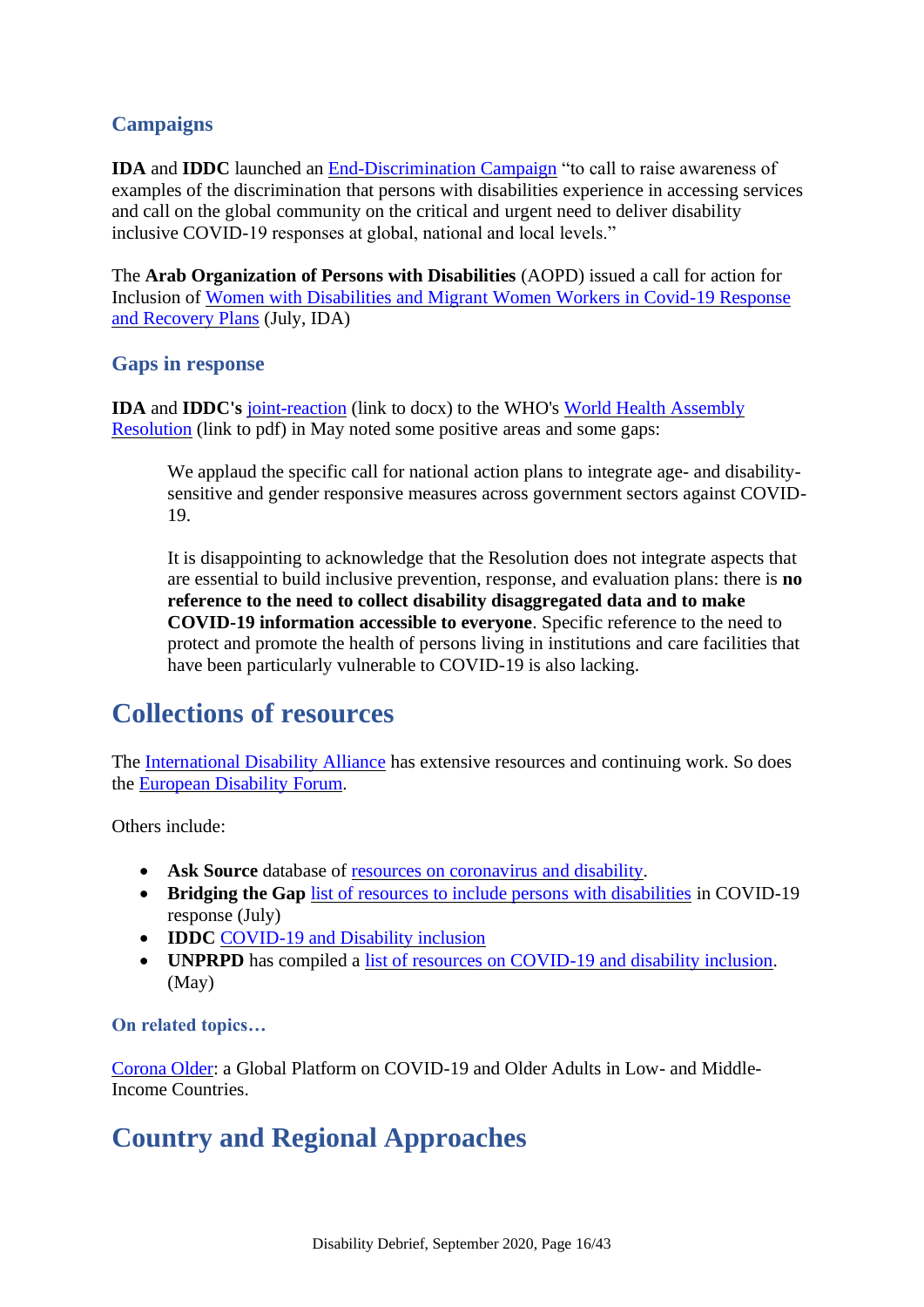### Campaigns

**IDA** and **IDDC** launched an End-Discrimination Campaign "to call to raise awareness of examples of the discrimination that persons with disabilities experience in accessing services and call on the global community on the critical and urgent need to deliver disability inclusive COVID-19 responses at global, national and local levels."

The **Arab Organization of Persons with Disabilities** (AOPD) issued a call for action for Inclusion of Women with Disabilities and Migrant Women Workers in Covid-19 Response and Recovery Plans (July, IDA)

### Gaps in response

**IDA** and **IDDC's** joint-reaction (link to docx) to the WHO's World Health Assembly Resolution (link to pdf) in May noted some positive areas and some gaps:

> We applaud the specific call for national action plans to integrate age- and disability-sensitive and gender responsive measures across government sectors against COVID-19.
>
> It is disappointing to acknowledge that the Resolution does not integrate aspects that are essential to build inclusive prevention, response, and evaluation plans: there is **no reference to the need to collect disability disaggregated data and to make COVID-19 information accessible to everyone**. Specific reference to the need to protect and promote the health of persons living in institutions and care facilities that have been particularly vulnerable to COVID-19 is also lacking.

## Collections of resources

The International Disability Alliance has extensive resources and continuing work. So does the European Disability Forum.

Others include:

- **Ask Source** database of resources on coronavirus and disability.
- **Bridging the Gap** list of resources to include persons with disabilities in COVID-19 response (July)
- **IDDC** COVID-19 and Disability inclusion
- **UNPRPD** has compiled a list of resources on COVID-19 and disability inclusion. (May)

#### On related topics…

Corona Older: a Global Platform on COVID-19 and Older Adults in Low- and Middle-Income Countries.

## Country and Regional Approaches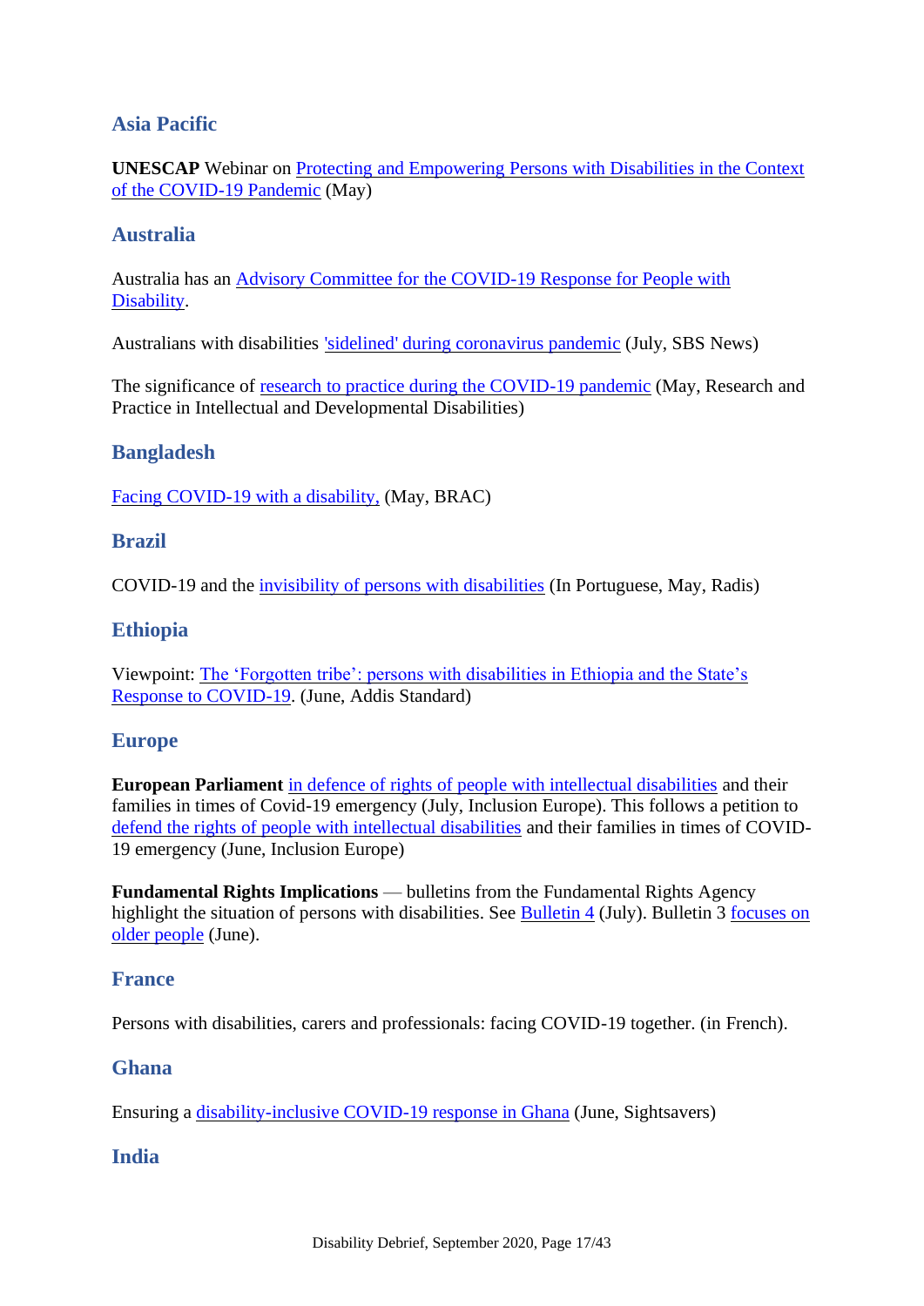## Asia Pacific

**UNESCAP** Webinar on Protecting and Empowering Persons with Disabilities in the Context of the COVID-19 Pandemic (May)

## Australia

Australia has an Advisory Committee for the COVID-19 Response for People with Disability.

Australians with disabilities 'sidelined' during coronavirus pandemic (July, SBS News)

The significance of research to practice during the COVID-19 pandemic (May, Research and Practice in Intellectual and Developmental Disabilities)

## Bangladesh

Facing COVID-19 with a disability, (May, BRAC)

## Brazil

COVID-19 and the invisibility of persons with disabilities (In Portuguese, May, Radis)

## Ethiopia

Viewpoint: The 'Forgotten tribe': persons with disabilities in Ethiopia and the State's Response to COVID-19. (June, Addis Standard)

## Europe

**European Parliament** in defence of rights of people with intellectual disabilities and their families in times of Covid-19 emergency (July, Inclusion Europe). This follows a petition to defend the rights of people with intellectual disabilities and their families in times of COVID-19 emergency (June, Inclusion Europe)

**Fundamental Rights Implications** — bulletins from the Fundamental Rights Agency highlight the situation of persons with disabilities. See Bulletin 4 (July). Bulletin 3 focuses on older people (June).

## France

Persons with disabilities, carers and professionals: facing COVID-19 together. (in French).

## Ghana

Ensuring a disability-inclusive COVID-19 response in Ghana (June, Sightsavers)

## India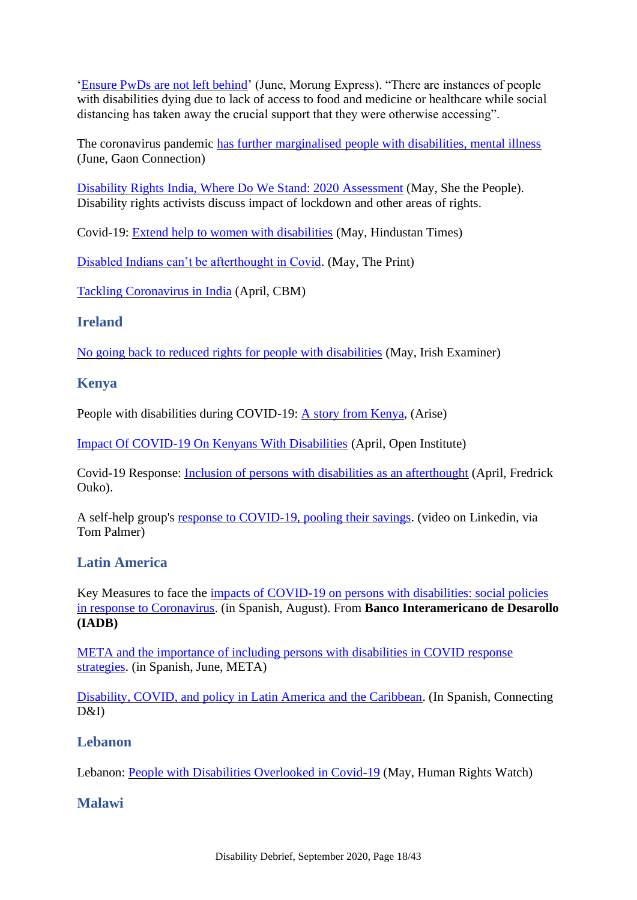'Ensure PwDs are not left behind' (June, Morung Express). "There are instances of people with disabilities dying due to lack of access to food and medicine or healthcare while social distancing has taken away the crucial support that they were otherwise accessing".

The coronavirus pandemic has further marginalised people with disabilities, mental illness (June, Gaon Connection)

Disability Rights India, Where Do We Stand: 2020 Assessment (May, She the People). Disability rights activists discuss impact of lockdown and other areas of rights.

Covid-19: Extend help to women with disabilities (May, Hindustan Times)

Disabled Indians can't be afterthought in Covid. (May, The Print)

Tackling Coronavirus in India (April, CBM)

## Ireland

No going back to reduced rights for people with disabilities (May, Irish Examiner)

## Kenya

People with disabilities during COVID-19: A story from Kenya, (Arise)

Impact Of COVID-19 On Kenyans With Disabilities (April, Open Institute)

Covid-19 Response: Inclusion of persons with disabilities as an afterthought (April, Fredrick Ouko).

A self-help group's response to COVID-19, pooling their savings. (video on Linkedin, via Tom Palmer)

## Latin America

Key Measures to face the impacts of COVID-19 on persons with disabilities: social policies in response to Coronavirus. (in Spanish, August). From **Banco Interamericano de Desarollo (IADB)**

META and the importance of including persons with disabilities in COVID response strategies. (in Spanish, June, META)

Disability, COVID, and policy in Latin America and the Caribbean. (In Spanish, Connecting D&I)

## Lebanon

Lebanon: People with Disabilities Overlooked in Covid-19 (May, Human Rights Watch)

## Malawi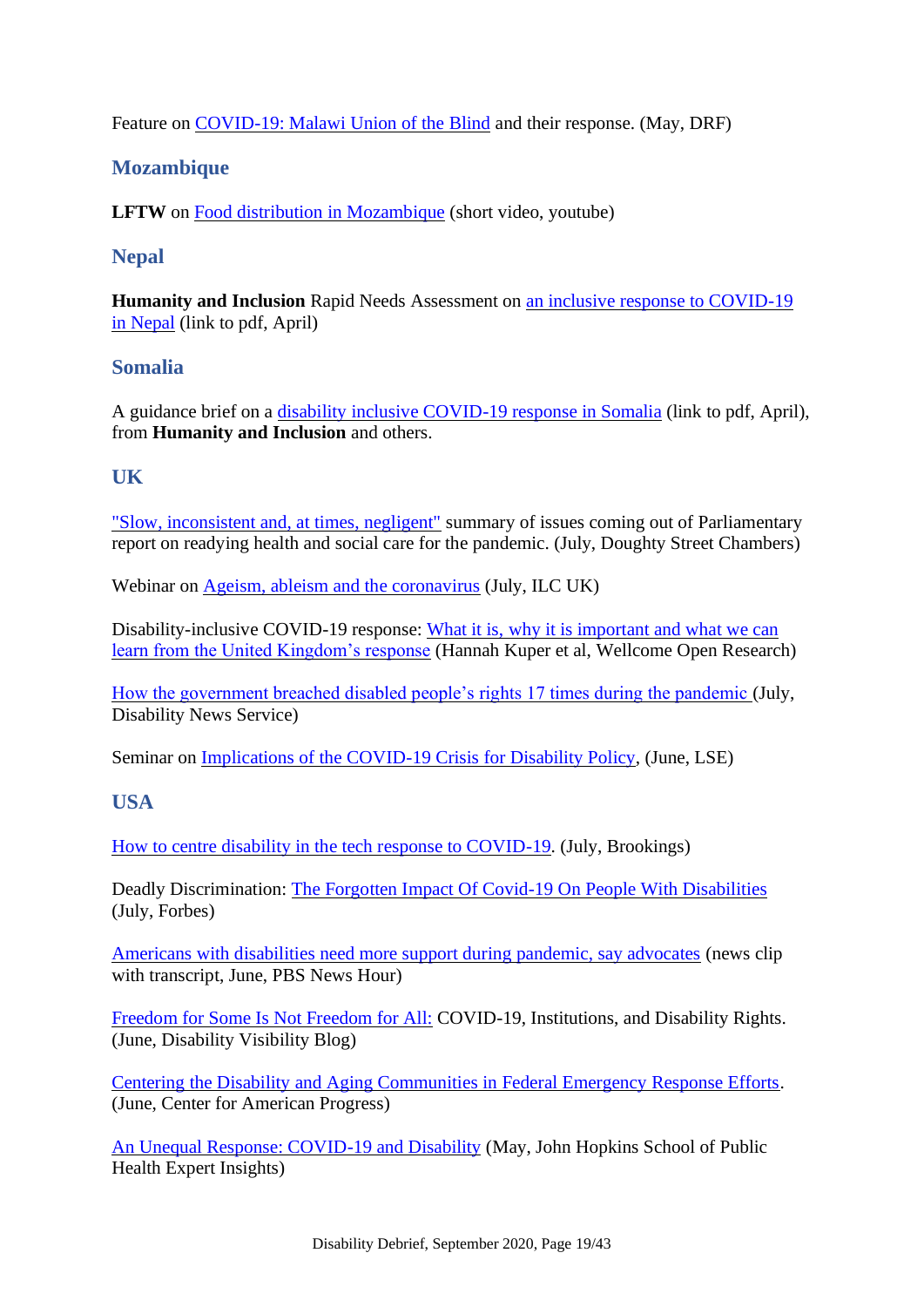Feature on COVID-19: Malawi Union of the Blind and their response. (May, DRF)

### Mozambique

**LFTW** on Food distribution in Mozambique (short video, youtube)

### Nepal

**Humanity and Inclusion** Rapid Needs Assessment on an inclusive response to COVID-19 in Nepal (link to pdf, April)

### Somalia

A guidance brief on a disability inclusive COVID-19 response in Somalia (link to pdf, April), from **Humanity and Inclusion** and others.

### UK

"Slow, inconsistent and, at times, negligent" summary of issues coming out of Parliamentary report on readying health and social care for the pandemic. (July, Doughty Street Chambers)

Webinar on Ageism, ableism and the coronavirus (July, ILC UK)

Disability-inclusive COVID-19 response: What it is, why it is important and what we can learn from the United Kingdom's response (Hannah Kuper et al, Wellcome Open Research)

How the government breached disabled people's rights 17 times during the pandemic (July, Disability News Service)

Seminar on Implications of the COVID-19 Crisis for Disability Policy, (June, LSE)

### USA

How to centre disability in the tech response to COVID-19. (July, Brookings)

Deadly Discrimination: The Forgotten Impact Of Covid-19 On People With Disabilities (July, Forbes)

Americans with disabilities need more support during pandemic, say advocates (news clip with transcript, June, PBS News Hour)

Freedom for Some Is Not Freedom for All: COVID-19, Institutions, and Disability Rights. (June, Disability Visibility Blog)

Centering the Disability and Aging Communities in Federal Emergency Response Efforts. (June, Center for American Progress)

An Unequal Response: COVID-19 and Disability (May, John Hopkins School of Public Health Expert Insights)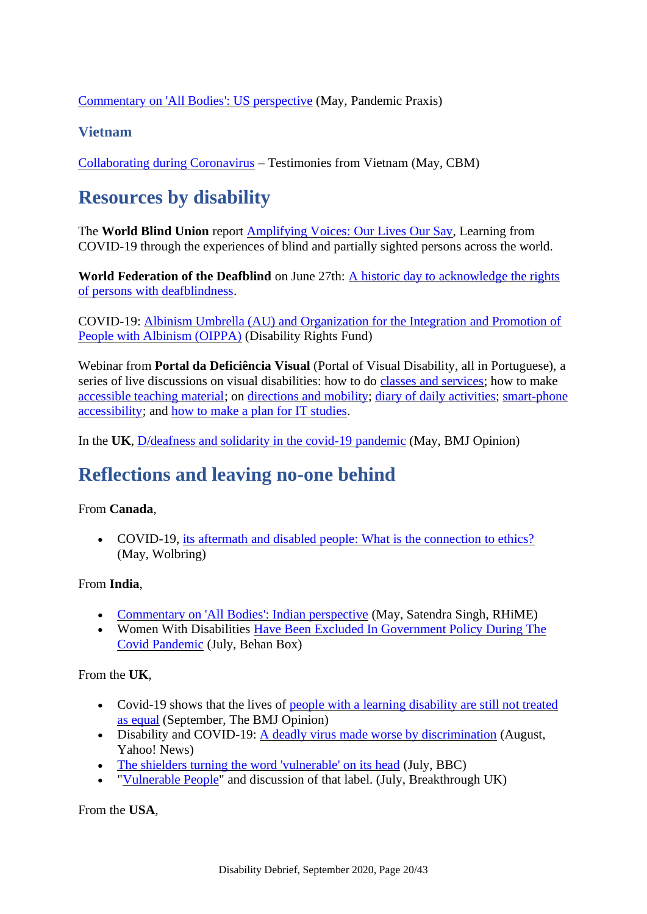Commentary on 'All Bodies': US perspective (May, Pandemic Praxis)

### Vietnam

Collaborating during Coronavirus – Testimonies from Vietnam (May, CBM)

## Resources by disability

The **World Blind Union** report Amplifying Voices: Our Lives Our Say, Learning from COVID-19 through the experiences of blind and partially sighted persons across the world.

**World Federation of the Deafblind** on June 27th: A historic day to acknowledge the rights of persons with deafblindness.

COVID-19: Albinism Umbrella (AU) and Organization for the Integration and Promotion of People with Albinism (OIPPA) (Disability Rights Fund)

Webinar from **Portal da Deficiência Visual** (Portal of Visual Disability, all in Portuguese), a series of live discussions on visual disabilities: how to do classes and services; how to make accessible teaching material; on directions and mobility; diary of daily activities; smart-phone accessibility; and how to make a plan for IT studies.

In the **UK**, D/deafness and solidarity in the covid-19 pandemic (May, BMJ Opinion)

## Reflections and leaving no-one behind

From **Canada**,

- COVID-19, its aftermath and disabled people: What is the connection to ethics? (May, Wolbring)

From **India**,

- Commentary on 'All Bodies': Indian perspective (May, Satendra Singh, RHiME)
- Women With Disabilities Have Been Excluded In Government Policy During The Covid Pandemic (July, Behan Box)

From the **UK**,

- Covid-19 shows that the lives of people with a learning disability are still not treated as equal (September, The BMJ Opinion)
- Disability and COVID-19: A deadly virus made worse by discrimination (August, Yahoo! News)
- The shielders turning the word 'vulnerable' on its head (July, BBC)
- "Vulnerable People" and discussion of that label. (July, Breakthrough UK)

From the **USA**,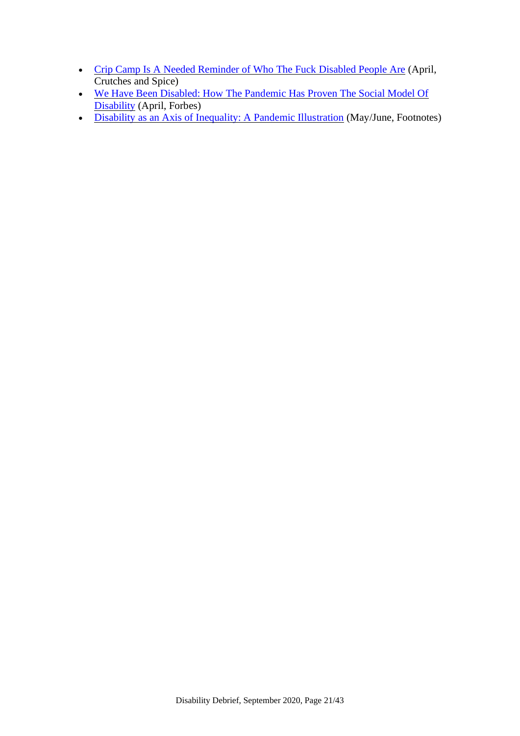- Crip Camp Is A Needed Reminder of Who The Fuck Disabled People Are (April, Crutches and Spice)
- We Have Been Disabled: How The Pandemic Has Proven The Social Model Of Disability (April, Forbes)
- Disability as an Axis of Inequality: A Pandemic Illustration (May/June, Footnotes)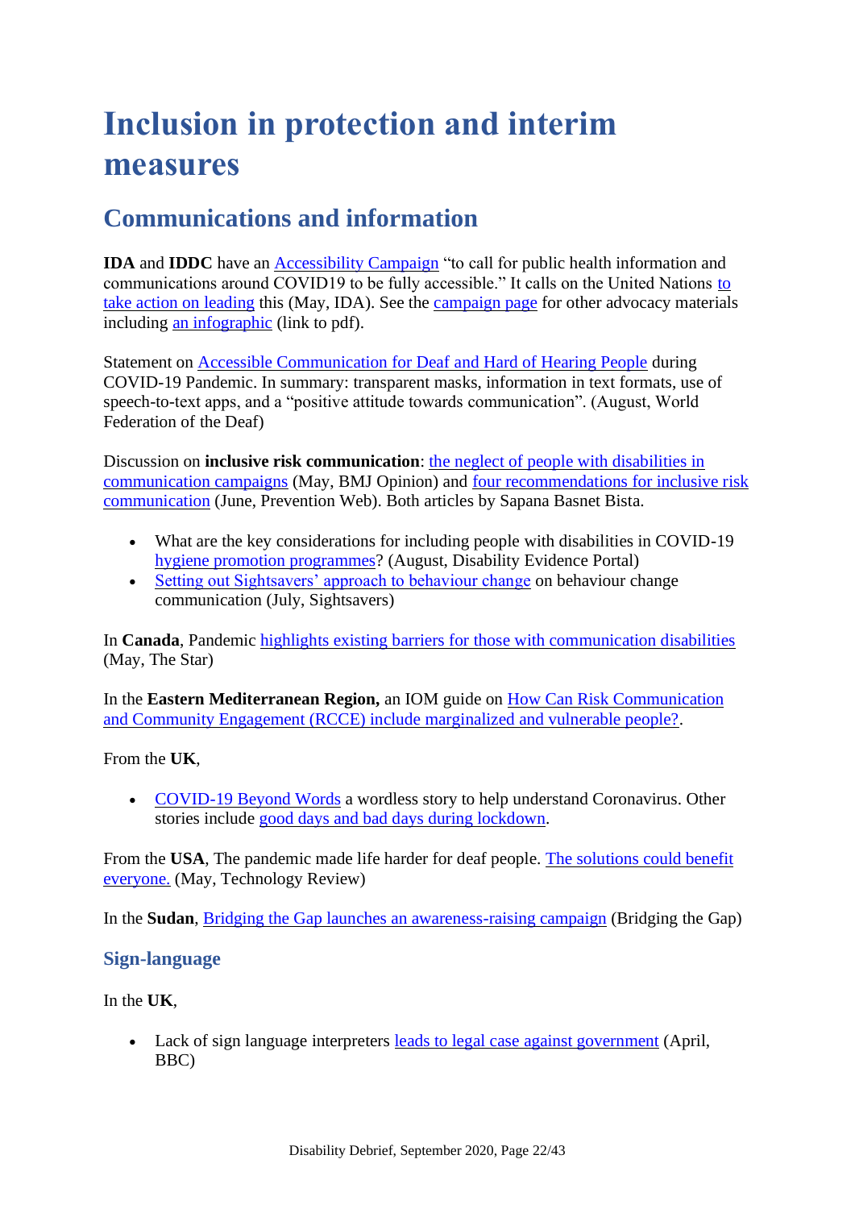# Inclusion in protection and interim measures

## Communications and information

**IDA** and **IDDC** have an Accessibility Campaign "to call for public health information and communications around COVID19 to be fully accessible." It calls on the United Nations to take action on leading this (May, IDA). See the campaign page for other advocacy materials including an infographic (link to pdf).

Statement on Accessible Communication for Deaf and Hard of Hearing People during COVID-19 Pandemic. In summary: transparent masks, information in text formats, use of speech-to-text apps, and a "positive attitude towards communication". (August, World Federation of the Deaf)

Discussion on **inclusive risk communication**: the neglect of people with disabilities in communication campaigns (May, BMJ Opinion) and four recommendations for inclusive risk communication (June, Prevention Web). Both articles by Sapana Basnet Bista.

- What are the key considerations for including people with disabilities in COVID-19 hygiene promotion programmes? (August, Disability Evidence Portal)
- Setting out Sightsavers' approach to behaviour change on behaviour change communication (July, Sightsavers)

In **Canada**, Pandemic highlights existing barriers for those with communication disabilities (May, The Star)

In the **Eastern Mediterranean Region,** an IOM guide on How Can Risk Communication and Community Engagement (RCCE) include marginalized and vulnerable people?.

From the **UK**,

- COVID-19 Beyond Words a wordless story to help understand Coronavirus. Other stories include good days and bad days during lockdown.

From the **USA**, The pandemic made life harder for deaf people. The solutions could benefit everyone. (May, Technology Review)

In the **Sudan**, Bridging the Gap launches an awareness-raising campaign (Bridging the Gap)

### Sign-language

In the **UK**,

- Lack of sign language interpreters leads to legal case against government (April, BBC)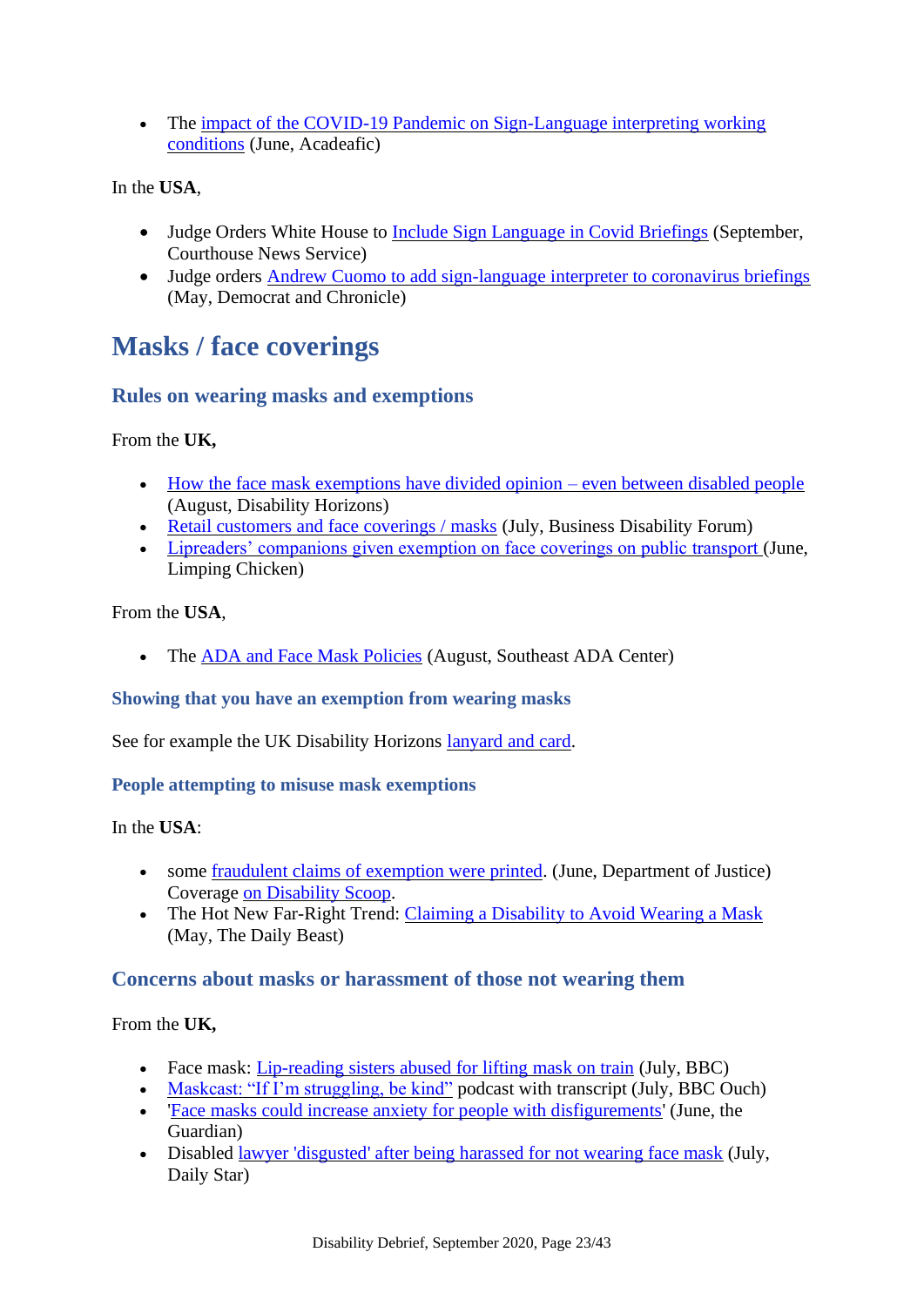- The impact of the COVID-19 Pandemic on Sign-Language interpreting working conditions (June, Acadeafic)

In the **USA**,

- Judge Orders White House to Include Sign Language in Covid Briefings (September, Courthouse News Service)
- Judge orders Andrew Cuomo to add sign-language interpreter to coronavirus briefings (May, Democrat and Chronicle)

# Masks / face coverings

## Rules on wearing masks and exemptions

From the **UK,**

- How the face mask exemptions have divided opinion – even between disabled people (August, Disability Horizons)
- Retail customers and face coverings / masks (July, Business Disability Forum)
- Lipreaders' companions given exemption on face coverings on public transport (June, Limping Chicken)

From the **USA**,

- The ADA and Face Mask Policies (August, Southeast ADA Center)

### Showing that you have an exemption from wearing masks

See for example the UK Disability Horizons lanyard and card.

### People attempting to misuse mask exemptions

In the **USA**:

- some fraudulent claims of exemption were printed. (June, Department of Justice) Coverage on Disability Scoop.
- The Hot New Far-Right Trend: Claiming a Disability to Avoid Wearing a Mask (May, The Daily Beast)

## Concerns about masks or harassment of those not wearing them

From the **UK,**

- Face mask: Lip-reading sisters abused for lifting mask on train (July, BBC)
- Maskcast: "If I'm struggling, be kind" podcast with transcript (July, BBC Ouch)
- 'Face masks could increase anxiety for people with disfigurements' (June, the Guardian)
- Disabled lawyer 'disgusted' after being harassed for not wearing face mask (July, Daily Star)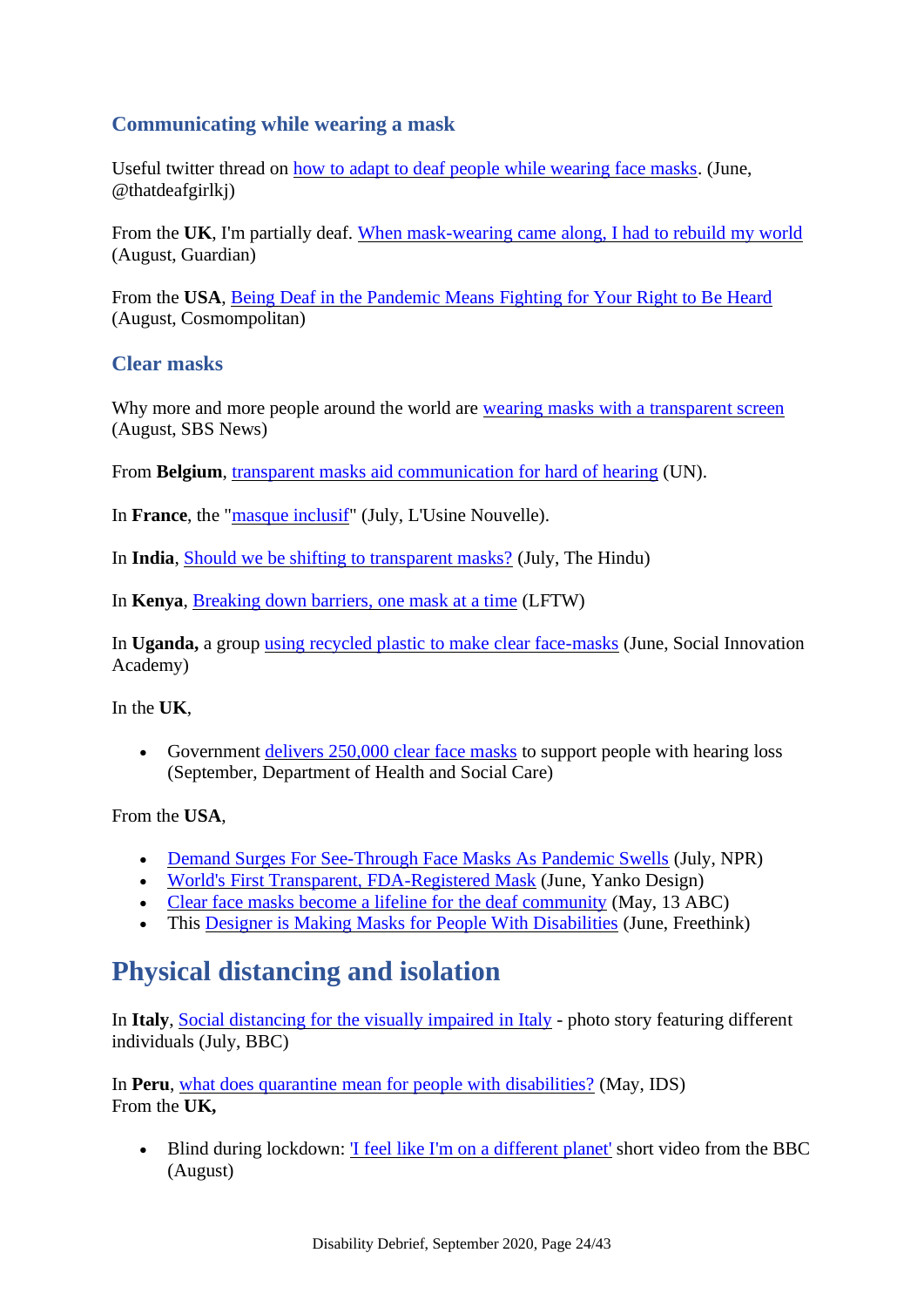### Communicating while wearing a mask

Useful twitter thread on how to adapt to deaf people while wearing face masks. (June, @thatdeafgirlkj)

From the **UK**, I'm partially deaf. When mask-wearing came along, I had to rebuild my world (August, Guardian)

From the **USA**, Being Deaf in the Pandemic Means Fighting for Your Right to Be Heard (August, Cosmompolitan)

### Clear masks

Why more and more people around the world are wearing masks with a transparent screen (August, SBS News)

From **Belgium**, transparent masks aid communication for hard of hearing (UN).

In **France**, the "masque inclusif" (July, L'Usine Nouvelle).

In **India**, Should we be shifting to transparent masks? (July, The Hindu)

In **Kenya**, Breaking down barriers, one mask at a time (LFTW)

In **Uganda,** a group using recycled plastic to make clear face-masks (June, Social Innovation Academy)

In the **UK**,

- Government delivers 250,000 clear face masks to support people with hearing loss (September, Department of Health and Social Care)

From the **USA**,

- Demand Surges For See-Through Face Masks As Pandemic Swells (July, NPR)
- World's First Transparent, FDA-Registered Mask (June, Yanko Design)
- Clear face masks become a lifeline for the deaf community (May, 13 ABC)
- This Designer is Making Masks for People With Disabilities (June, Freethink)

## Physical distancing and isolation

In **Italy**, Social distancing for the visually impaired in Italy - photo story featuring different individuals (July, BBC)

In **Peru**, what does quarantine mean for people with disabilities? (May, IDS)
From the **UK,**

- Blind during lockdown: 'I feel like I'm on a different planet' short video from the BBC (August)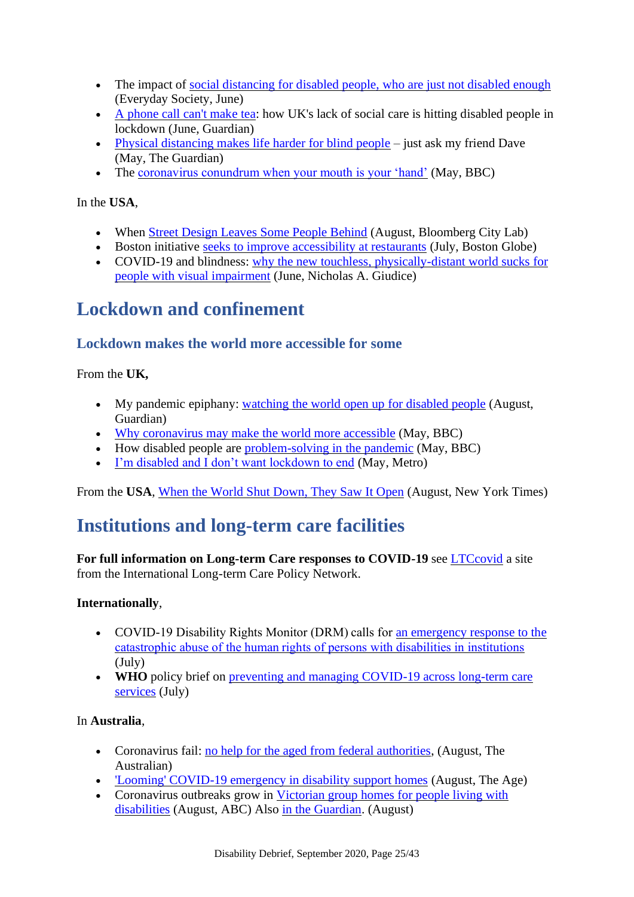- The impact of social distancing for disabled people, who are just not disabled enough (Everyday Society, June)
- A phone call can't make tea: how UK's lack of social care is hitting disabled people in lockdown (June, Guardian)
- Physical distancing makes life harder for blind people – just ask my friend Dave (May, The Guardian)
- The coronavirus conundrum when your mouth is your 'hand' (May, BBC)

In the **USA**,

- When Street Design Leaves Some People Behind (August, Bloomberg City Lab)
- Boston initiative seeks to improve accessibility at restaurants (July, Boston Globe)
- COVID-19 and blindness: why the new touchless, physically-distant world sucks for people with visual impairment (June, Nicholas A. Giudice)

# Lockdown and confinement

## Lockdown makes the world more accessible for some

From the **UK,**

- My pandemic epiphany: watching the world open up for disabled people (August, Guardian)
- Why coronavirus may make the world more accessible (May, BBC)
- How disabled people are problem-solving in the pandemic (May, BBC)
- I'm disabled and I don't want lockdown to end (May, Metro)

From the **USA**, When the World Shut Down, They Saw It Open (August, New York Times)

# Institutions and long-term care facilities

**For full information on Long-term Care responses to COVID-19** see LTCcovid a site from the International Long-term Care Policy Network.

**Internationally**,

- COVID-19 Disability Rights Monitor (DRM) calls for an emergency response to the catastrophic abuse of the human rights of persons with disabilities in institutions (July)
- **WHO** policy brief on preventing and managing COVID-19 across long-term care services (July)

In **Australia**,

- Coronavirus fail: no help for the aged from federal authorities, (August, The Australian)
- 'Looming' COVID-19 emergency in disability support homes (August, The Age)
- Coronavirus outbreaks grow in Victorian group homes for people living with disabilities (August, ABC) Also in the Guardian. (August)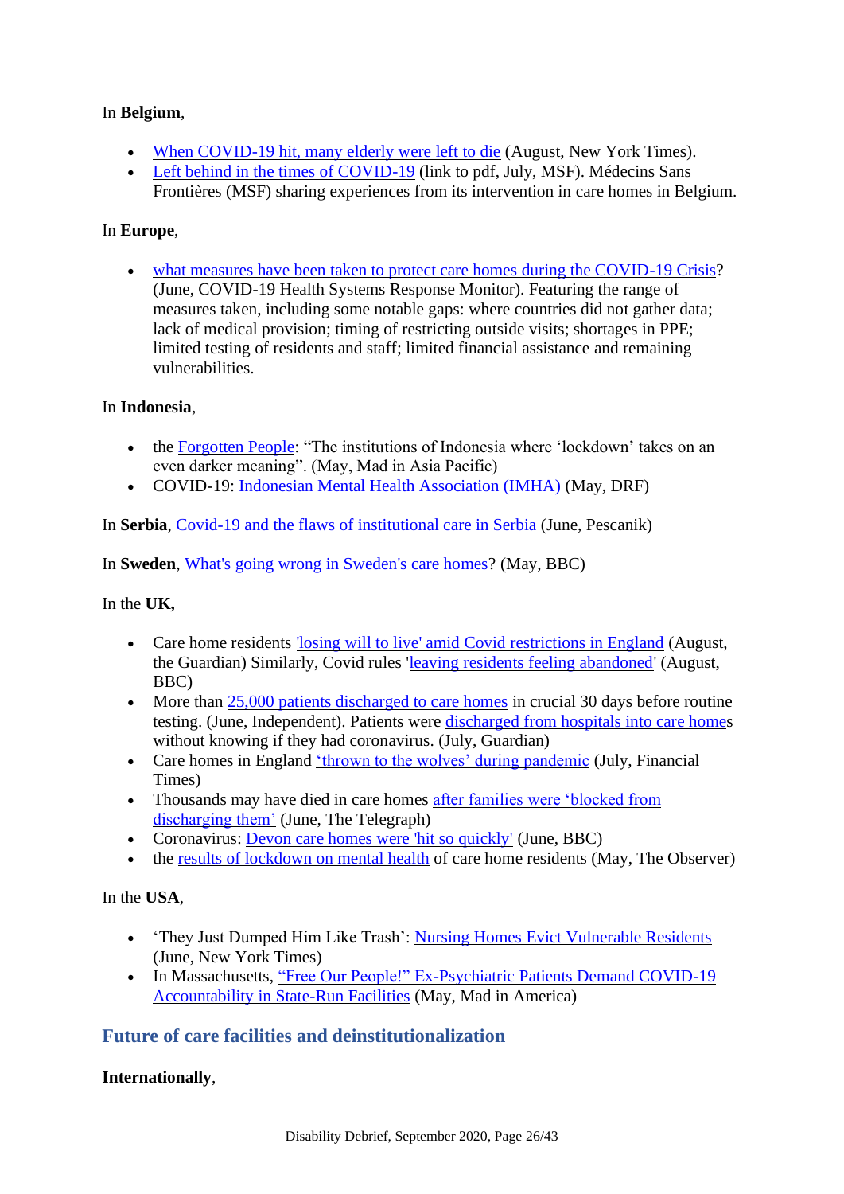In **Belgium**,

- When COVID-19 hit, many elderly were left to die (August, New York Times).
- Left behind in the times of COVID-19 (link to pdf, July, MSF). Médecins Sans Frontières (MSF) sharing experiences from its intervention in care homes in Belgium.

In **Europe**,

- what measures have been taken to protect care homes during the COVID-19 Crisis? (June, COVID-19 Health Systems Response Monitor). Featuring the range of measures taken, including some notable gaps: where countries did not gather data; lack of medical provision; timing of restricting outside visits; shortages in PPE; limited testing of residents and staff; limited financial assistance and remaining vulnerabilities.

In **Indonesia**,

- the Forgotten People: "The institutions of Indonesia where 'lockdown' takes on an even darker meaning". (May, Mad in Asia Pacific)
- COVID-19: Indonesian Mental Health Association (IMHA) (May, DRF)

In **Serbia**, Covid-19 and the flaws of institutional care in Serbia (June, Pescanik)

In **Sweden**, What's going wrong in Sweden's care homes? (May, BBC)

In the **UK,**

- Care home residents 'losing will to live' amid Covid restrictions in England (August, the Guardian) Similarly, Covid rules 'leaving residents feeling abandoned' (August, BBC)
- More than 25,000 patients discharged to care homes in crucial 30 days before routine testing. (June, Independent). Patients were discharged from hospitals into care homes without knowing if they had coronavirus. (July, Guardian)
- Care homes in England 'thrown to the wolves' during pandemic (July, Financial Times)
- Thousands may have died in care homes after families were 'blocked from discharging them' (June, The Telegraph)
- Coronavirus: Devon care homes were 'hit so quickly' (June, BBC)
- the results of lockdown on mental health of care home residents (May, The Observer)

In the **USA**,

- 'They Just Dumped Him Like Trash': Nursing Homes Evict Vulnerable Residents (June, New York Times)
- In Massachusetts, "Free Our People!" Ex-Psychiatric Patients Demand COVID-19 Accountability in State-Run Facilities (May, Mad in America)

## Future of care facilities and deinstitutionalization

**Internationally**,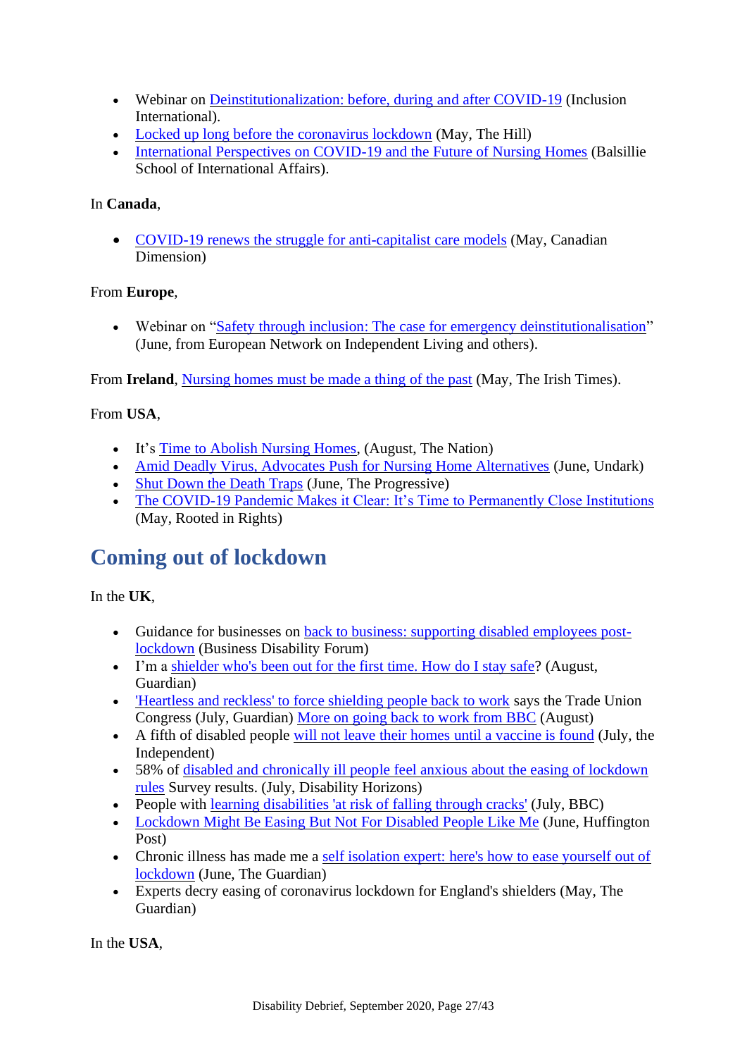- Webinar on Deinstitutionalization: before, during and after COVID-19 (Inclusion International).
- Locked up long before the coronavirus lockdown (May, The Hill)
- International Perspectives on COVID-19 and the Future of Nursing Homes (Balsillie School of International Affairs).

In **Canada**,

- COVID-19 renews the struggle for anti-capitalist care models (May, Canadian Dimension)

From **Europe**,

- Webinar on "Safety through inclusion: The case for emergency deinstitutionalisation" (June, from European Network on Independent Living and others).

From **Ireland**, Nursing homes must be made a thing of the past (May, The Irish Times).

From **USA**,

- It's Time to Abolish Nursing Homes, (August, The Nation)
- Amid Deadly Virus, Advocates Push for Nursing Home Alternatives (June, Undark)
- Shut Down the Death Traps (June, The Progressive)
- The COVID-19 Pandemic Makes it Clear: It's Time to Permanently Close Institutions (May, Rooted in Rights)

## Coming out of lockdown

In the **UK**,

- Guidance for businesses on back to business: supporting disabled employees post-lockdown (Business Disability Forum)
- I'm a shielder who's been out for the first time. How do I stay safe? (August, Guardian)
- 'Heartless and reckless' to force shielding people back to work says the Trade Union Congress (July, Guardian) More on going back to work from BBC (August)
- A fifth of disabled people will not leave their homes until a vaccine is found (July, the Independent)
- 58% of disabled and chronically ill people feel anxious about the easing of lockdown rules Survey results. (July, Disability Horizons)
- People with learning disabilities 'at risk of falling through cracks' (July, BBC)
- Lockdown Might Be Easing But Not For Disabled People Like Me (June, Huffington Post)
- Chronic illness has made me a self isolation expert: here's how to ease yourself out of lockdown (June, The Guardian)
- Experts decry easing of coronavirus lockdown for England's shielders (May, The Guardian)

In the **USA**,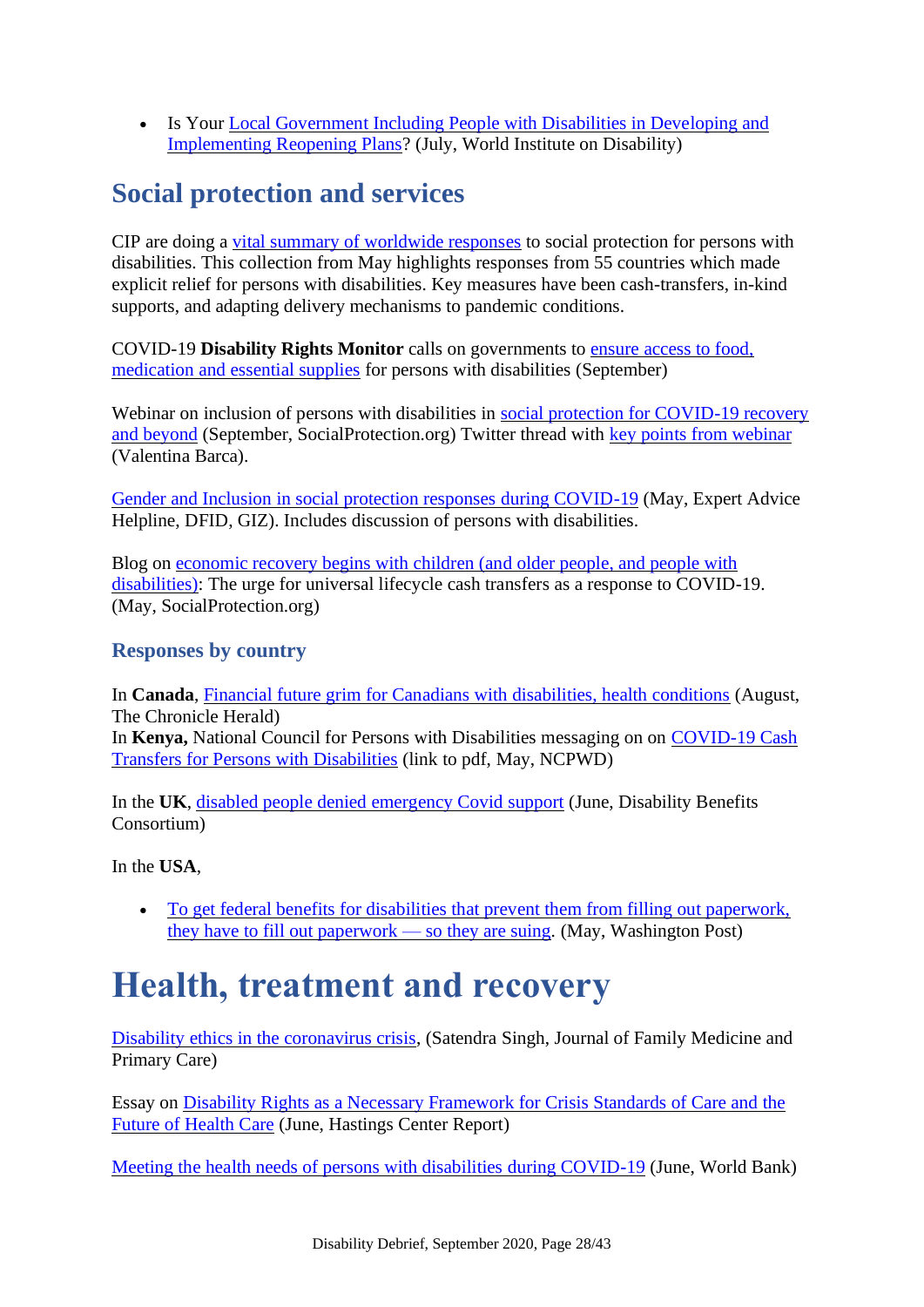- Is Your Local Government Including People with Disabilities in Developing and Implementing Reopening Plans? (July, World Institute on Disability)

## Social protection and services

CIP are doing a vital summary of worldwide responses to social protection for persons with disabilities. This collection from May highlights responses from 55 countries which made explicit relief for persons with disabilities. Key measures have been cash-transfers, in-kind supports, and adapting delivery mechanisms to pandemic conditions.

COVID-19 **Disability Rights Monitor** calls on governments to ensure access to food, medication and essential supplies for persons with disabilities (September)

Webinar on inclusion of persons with disabilities in social protection for COVID-19 recovery and beyond (September, SocialProtection.org) Twitter thread with key points from webinar (Valentina Barca).

Gender and Inclusion in social protection responses during COVID-19 (May, Expert Advice Helpline, DFID, GIZ). Includes discussion of persons with disabilities.

Blog on economic recovery begins with children (and older people, and people with disabilities): The urge for universal lifecycle cash transfers as a response to COVID-19. (May, SocialProtection.org)

### Responses by country

In **Canada**, Financial future grim for Canadians with disabilities, health conditions (August, The Chronicle Herald)
In **Kenya,** National Council for Persons with Disabilities messaging on on COVID-19 Cash Transfers for Persons with Disabilities (link to pdf, May, NCPWD)

In the **UK**, disabled people denied emergency Covid support (June, Disability Benefits Consortium)

In the **USA**,

- To get federal benefits for disabilities that prevent them from filling out paperwork, they have to fill out paperwork — so they are suing. (May, Washington Post)

# Health, treatment and recovery

Disability ethics in the coronavirus crisis, (Satendra Singh, Journal of Family Medicine and Primary Care)

Essay on Disability Rights as a Necessary Framework for Crisis Standards of Care and the Future of Health Care (June, Hastings Center Report)

Meeting the health needs of persons with disabilities during COVID-19 (June, World Bank)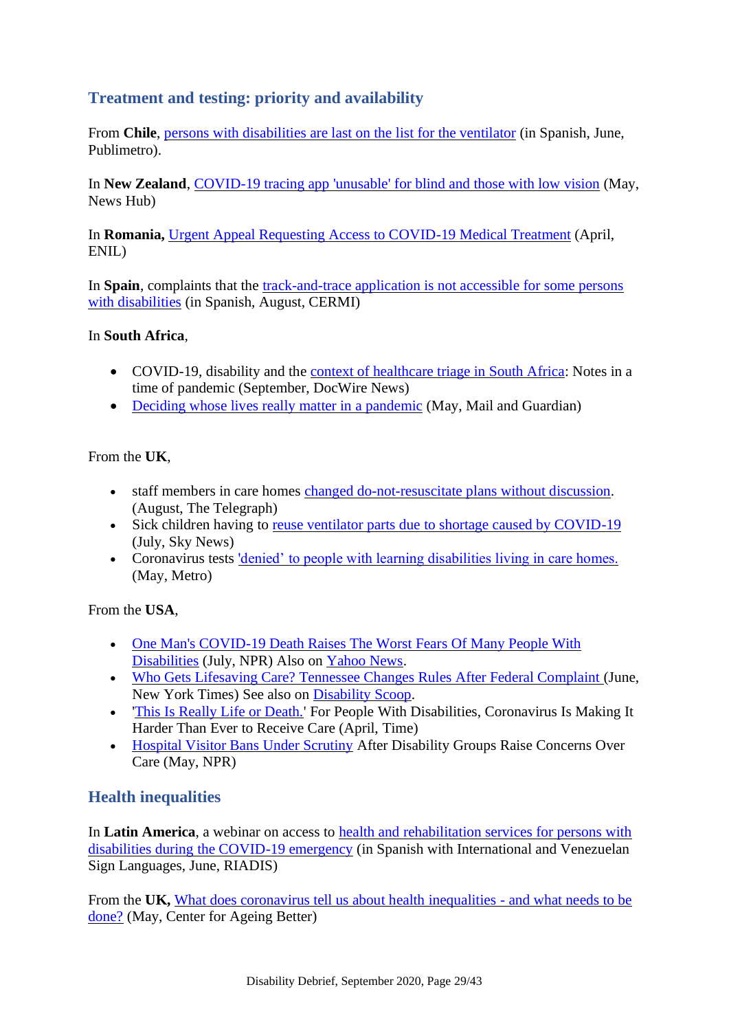## Treatment and testing: priority and availability

From **Chile**, persons with disabilities are last on the list for the ventilator (in Spanish, June, Publimetro).

In **New Zealand**, COVID-19 tracing app 'unusable' for blind and those with low vision (May, News Hub)

In **Romania,** Urgent Appeal Requesting Access to COVID-19 Medical Treatment (April, ENIL)

In **Spain**, complaints that the track-and-trace application is not accessible for some persons with disabilities (in Spanish, August, CERMI)

In **South Africa**,

- COVID-19, disability and the context of healthcare triage in South Africa: Notes in a time of pandemic (September, DocWire News)
- Deciding whose lives really matter in a pandemic (May, Mail and Guardian)

From the **UK**,

- staff members in care homes changed do-not-resuscitate plans without discussion. (August, The Telegraph)
- Sick children having to reuse ventilator parts due to shortage caused by COVID-19 (July, Sky News)
- Coronavirus tests 'denied' to people with learning disabilities living in care homes. (May, Metro)

From the **USA**,

- One Man's COVID-19 Death Raises The Worst Fears Of Many People With Disabilities (July, NPR) Also on Yahoo News.
- Who Gets Lifesaving Care? Tennessee Changes Rules After Federal Complaint (June, New York Times) See also on Disability Scoop.
- 'This Is Really Life or Death.' For People With Disabilities, Coronavirus Is Making It Harder Than Ever to Receive Care (April, Time)
- Hospital Visitor Bans Under Scrutiny After Disability Groups Raise Concerns Over Care (May, NPR)

## Health inequalities

In **Latin America**, a webinar on access to health and rehabilitation services for persons with disabilities during the COVID-19 emergency (in Spanish with International and Venezuelan Sign Languages, June, RIADIS)

From the **UK,** What does coronavirus tell us about health inequalities - and what needs to be done? (May, Center for Ageing Better)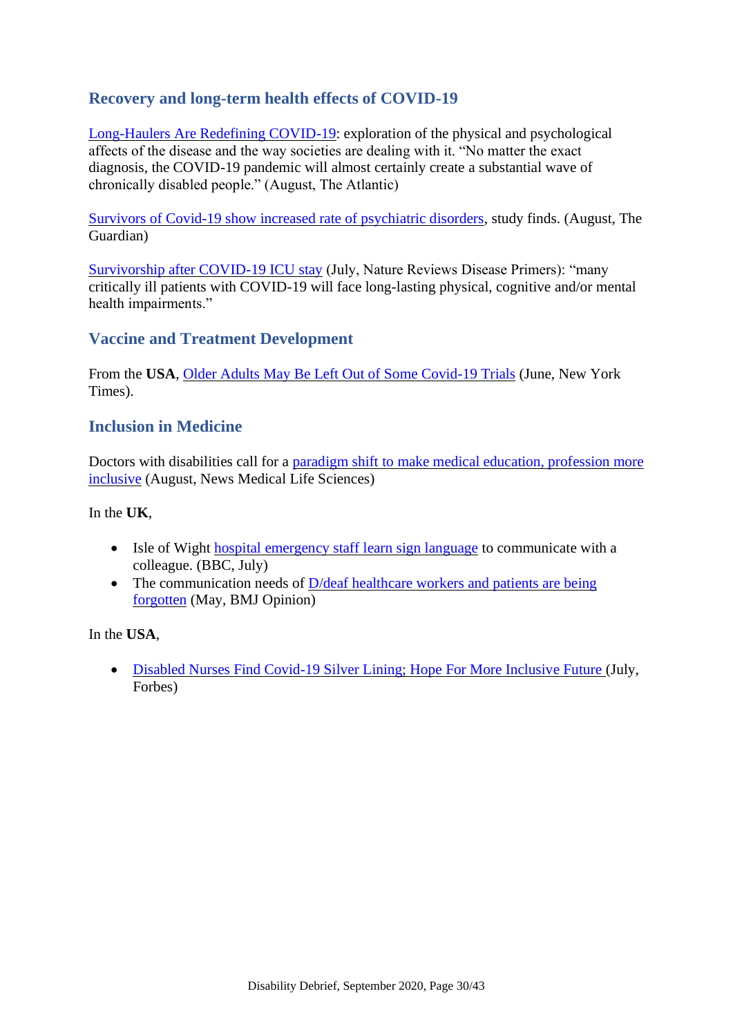## Recovery and long-term health effects of COVID-19

Long-Haulers Are Redefining COVID-19: exploration of the physical and psychological affects of the disease and the way societies are dealing with it. "No matter the exact diagnosis, the COVID-19 pandemic will almost certainly create a substantial wave of chronically disabled people." (August, The Atlantic)

Survivors of Covid-19 show increased rate of psychiatric disorders, study finds. (August, The Guardian)

Survivorship after COVID-19 ICU stay (July, Nature Reviews Disease Primers): "many critically ill patients with COVID-19 will face long-lasting physical, cognitive and/or mental health impairments."

## Vaccine and Treatment Development

From the **USA**, Older Adults May Be Left Out of Some Covid-19 Trials (June, New York Times).

## Inclusion in Medicine

Doctors with disabilities call for a paradigm shift to make medical education, profession more inclusive (August, News Medical Life Sciences)

In the **UK**,

- Isle of Wight hospital emergency staff learn sign language to communicate with a colleague. (BBC, July)
- The communication needs of D/deaf healthcare workers and patients are being forgotten (May, BMJ Opinion)

In the **USA**,

- Disabled Nurses Find Covid-19 Silver Lining; Hope For More Inclusive Future (July, Forbes)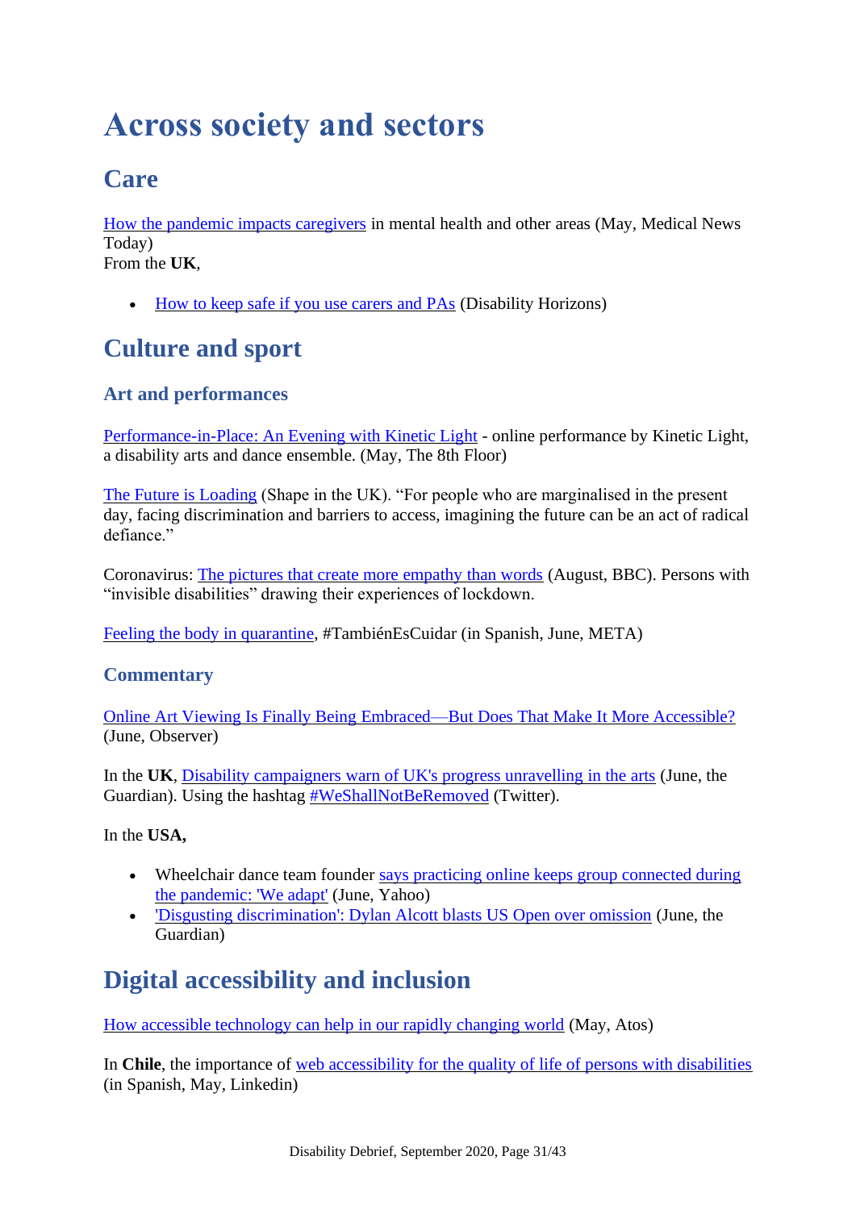# Across society and sectors

## Care

How the pandemic impacts caregivers in mental health and other areas (May, Medical News Today)
From the **UK**,

- How to keep safe if you use carers and PAs (Disability Horizons)

## Culture and sport

### Art and performances

Performance-in-Place: An Evening with Kinetic Light - online performance by Kinetic Light, a disability arts and dance ensemble. (May, The 8th Floor)

The Future is Loading (Shape in the UK). "For people who are marginalised in the present day, facing discrimination and barriers to access, imagining the future can be an act of radical defiance."

Coronavirus: The pictures that create more empathy than words (August, BBC). Persons with "invisible disabilities" drawing their experiences of lockdown.

Feeling the body in quarantine, #TambiénEsCuidar (in Spanish, June, META)

### Commentary

Online Art Viewing Is Finally Being Embraced—But Does That Make It More Accessible? (June, Observer)

In the **UK**, Disability campaigners warn of UK's progress unravelling in the arts (June, the Guardian). Using the hashtag #WeShallNotBeRemoved (Twitter).

In the **USA,**

- Wheelchair dance team founder says practicing online keeps group connected during the pandemic: 'We adapt' (June, Yahoo)
- 'Disgusting discrimination': Dylan Alcott blasts US Open over omission (June, the Guardian)

## Digital accessibility and inclusion

How accessible technology can help in our rapidly changing world (May, Atos)

In **Chile**, the importance of web accessibility for the quality of life of persons with disabilities (in Spanish, May, Linkedin)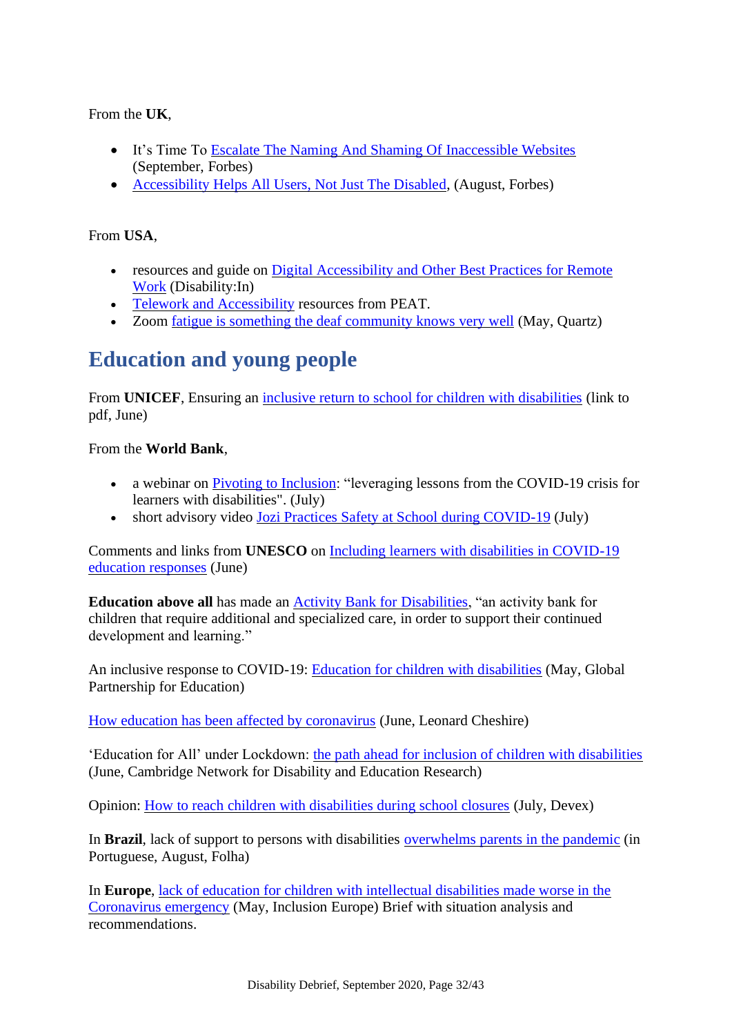From the **UK**,

- It's Time To Escalate The Naming And Shaming Of Inaccessible Websites (September, Forbes)
- Accessibility Helps All Users, Not Just The Disabled, (August, Forbes)

From **USA**,

- resources and guide on Digital Accessibility and Other Best Practices for Remote Work (Disability:In)
- Telework and Accessibility resources from PEAT.
- Zoom fatigue is something the deaf community knows very well (May, Quartz)

## Education and young people

From **UNICEF**, Ensuring an inclusive return to school for children with disabilities (link to pdf, June)

From the **World Bank**,

- a webinar on Pivoting to Inclusion: "leveraging lessons from the COVID-19 crisis for learners with disabilities". (July)
- short advisory video Jozi Practices Safety at School during COVID-19 (July)

Comments and links from **UNESCO** on Including learners with disabilities in COVID-19 education responses (June)

**Education above all** has made an Activity Bank for Disabilities, "an activity bank for children that require additional and specialized care, in order to support their continued development and learning."

An inclusive response to COVID-19: Education for children with disabilities (May, Global Partnership for Education)

How education has been affected by coronavirus (June, Leonard Cheshire)

'Education for All' under Lockdown: the path ahead for inclusion of children with disabilities (June, Cambridge Network for Disability and Education Research)

Opinion: How to reach children with disabilities during school closures (July, Devex)

In **Brazil**, lack of support to persons with disabilities overwhelms parents in the pandemic (in Portuguese, August, Folha)

In **Europe**, lack of education for children with intellectual disabilities made worse in the Coronavirus emergency (May, Inclusion Europe) Brief with situation analysis and recommendations.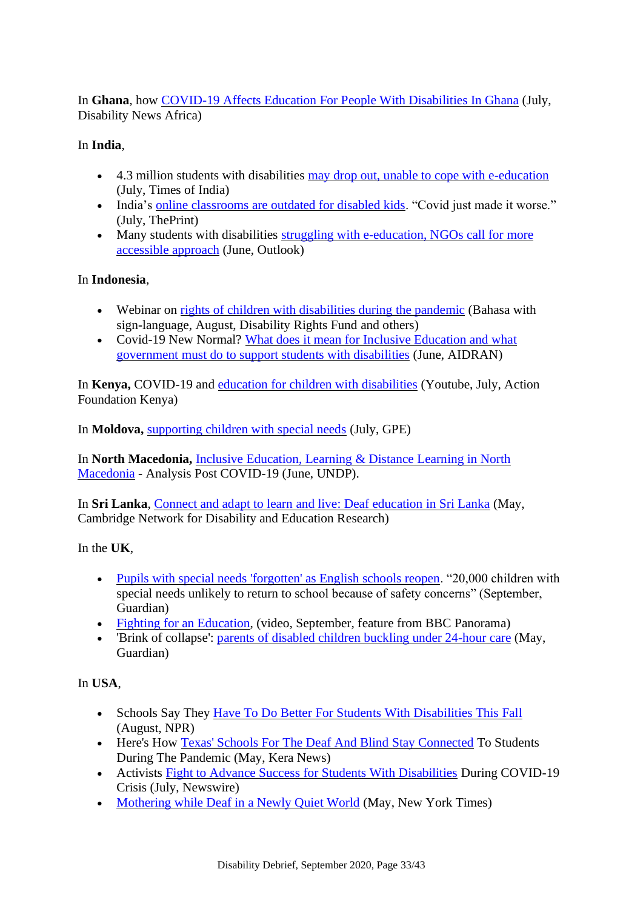In **Ghana**, how COVID-19 Affects Education For People With Disabilities In Ghana (July, Disability News Africa)

In **India**,

- 4.3 million students with disabilities may drop out, unable to cope with e-education (July, Times of India)
- India's online classrooms are outdated for disabled kids. "Covid just made it worse." (July, ThePrint)
- Many students with disabilities struggling with e-education, NGOs call for more accessible approach (June, Outlook)

In **Indonesia**,

- Webinar on rights of children with disabilities during the pandemic (Bahasa with sign-language, August, Disability Rights Fund and others)
- Covid-19 New Normal? What does it mean for Inclusive Education and what government must do to support students with disabilities (June, AIDRAN)

In **Kenya,** COVID-19 and education for children with disabilities (Youtube, July, Action Foundation Kenya)

In **Moldova,** supporting children with special needs (July, GPE)

In **North Macedonia,** Inclusive Education, Learning & Distance Learning in North Macedonia - Analysis Post COVID-19 (June, UNDP).

In **Sri Lanka**, Connect and adapt to learn and live: Deaf education in Sri Lanka (May, Cambridge Network for Disability and Education Research)

In the **UK**,

- Pupils with special needs 'forgotten' as English schools reopen. "20,000 children with special needs unlikely to return to school because of safety concerns" (September, Guardian)
- Fighting for an Education, (video, September, feature from BBC Panorama)
- 'Brink of collapse': parents of disabled children buckling under 24-hour care (May, Guardian)

In **USA**,

- Schools Say They Have To Do Better For Students With Disabilities This Fall (August, NPR)
- Here's How Texas' Schools For The Deaf And Blind Stay Connected To Students During The Pandemic (May, Kera News)
- Activists Fight to Advance Success for Students With Disabilities During COVID-19 Crisis (July, Newswire)
- Mothering while Deaf in a Newly Quiet World (May, New York Times)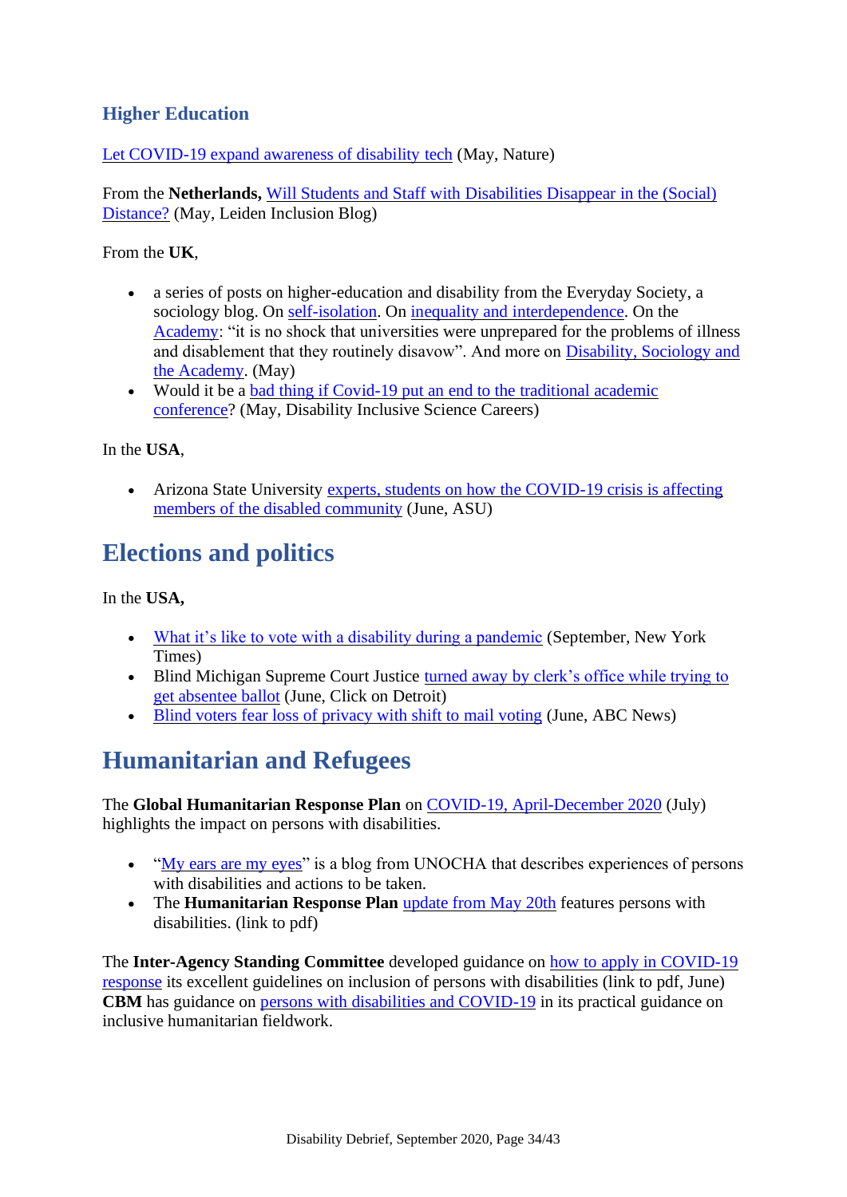### Higher Education

Let COVID-19 expand awareness of disability tech (May, Nature)

From the **Netherlands,** Will Students and Staff with Disabilities Disappear in the (Social) Distance? (May, Leiden Inclusion Blog)

From the **UK**,

- a series of posts on higher-education and disability from the Everyday Society, a sociology blog. On self-isolation. On inequality and interdependence. On the Academy: "it is no shock that universities were unprepared for the problems of illness and disablement that they routinely disavow". And more on Disability, Sociology and the Academy. (May)
- Would it be a bad thing if Covid-19 put an end to the traditional academic conference? (May, Disability Inclusive Science Careers)

In the **USA**,

- Arizona State University experts, students on how the COVID-19 crisis is affecting members of the disabled community (June, ASU)

## Elections and politics

In the **USA,**

- What it's like to vote with a disability during a pandemic (September, New York Times)
- Blind Michigan Supreme Court Justice turned away by clerk's office while trying to get absentee ballot (June, Click on Detroit)
- Blind voters fear loss of privacy with shift to mail voting (June, ABC News)

## Humanitarian and Refugees

The **Global Humanitarian Response Plan** on COVID-19, April-December 2020 (July) highlights the impact on persons with disabilities.

- "My ears are my eyes" is a blog from UNOCHA that describes experiences of persons with disabilities and actions to be taken.
- The **Humanitarian Response Plan** update from May 20th features persons with disabilities. (link to pdf)

The **Inter-Agency Standing Committee** developed guidance on how to apply in COVID-19 response its excellent guidelines on inclusion of persons with disabilities (link to pdf, June) **CBM** has guidance on persons with disabilities and COVID-19 in its practical guidance on inclusive humanitarian fieldwork.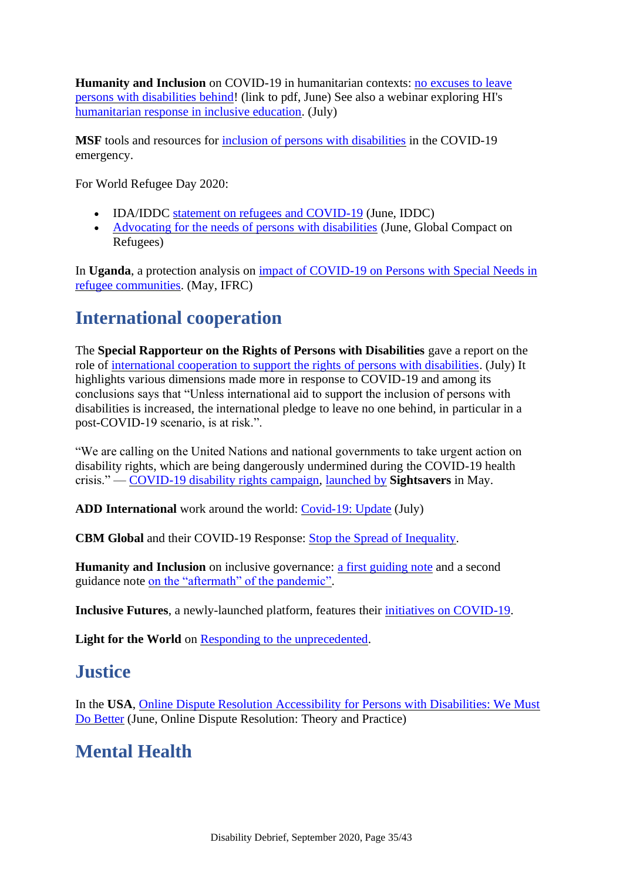**Humanity and Inclusion** on COVID-19 in humanitarian contexts: no excuses to leave persons with disabilities behind! (link to pdf, June) See also a webinar exploring HI's humanitarian response in inclusive education. (July)

**MSF** tools and resources for inclusion of persons with disabilities in the COVID-19 emergency.

For World Refugee Day 2020:

- IDA/IDDC statement on refugees and COVID-19 (June, IDDC)
- Advocating for the needs of persons with disabilities (June, Global Compact on Refugees)

In **Uganda**, a protection analysis on impact of COVID-19 on Persons with Special Needs in refugee communities. (May, IFRC)

## International cooperation

The **Special Rapporteur on the Rights of Persons with Disabilities** gave a report on the role of international cooperation to support the rights of persons with disabilities. (July) It highlights various dimensions made more in response to COVID-19 and among its conclusions says that "Unless international aid to support the inclusion of persons with disabilities is increased, the international pledge to leave no one behind, in particular in a post-COVID-19 scenario, is at risk.".

"We are calling on the United Nations and national governments to take urgent action on disability rights, which are being dangerously undermined during the COVID-19 health crisis." — COVID-19 disability rights campaign, launched by **Sightsavers** in May.

**ADD International** work around the world: Covid-19: Update (July)

**CBM Global** and their COVID-19 Response: Stop the Spread of Inequality.

**Humanity and Inclusion** on inclusive governance: a first guiding note and a second guidance note on the "aftermath" of the pandemic".

**Inclusive Futures**, a newly-launched platform, features their initiatives on COVID-19.

**Light for the World** on Responding to the unprecedented.

## Justice

In the **USA**, Online Dispute Resolution Accessibility for Persons with Disabilities: We Must Do Better (June, Online Dispute Resolution: Theory and Practice)

## Mental Health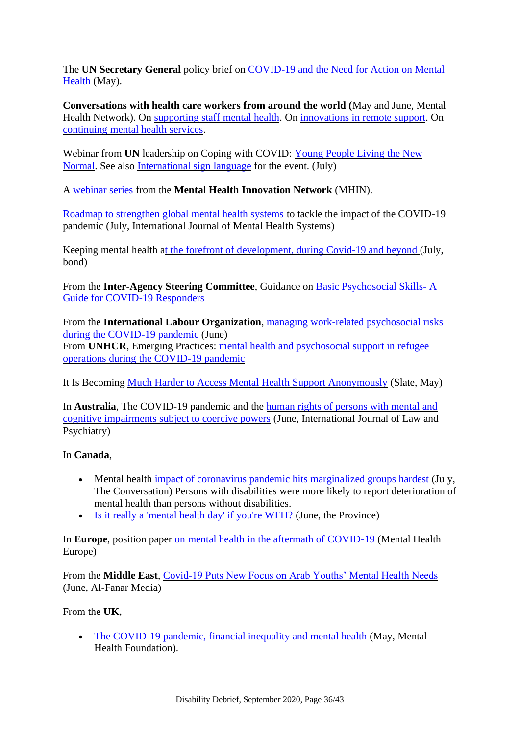The **UN Secretary General** policy brief on COVID-19 and the Need for Action on Mental Health (May).

**Conversations with health care workers from around the world (**May and June, Mental Health Network). On supporting staff mental health. On innovations in remote support. On continuing mental health services.

Webinar from **UN** leadership on Coping with COVID: Young People Living the New Normal. See also International sign language for the event. (July)

A webinar series from the **Mental Health Innovation Network** (MHIN).

Roadmap to strengthen global mental health systems to tackle the impact of the COVID-19 pandemic (July, International Journal of Mental Health Systems)

Keeping mental health at the forefront of development, during Covid-19 and beyond (July, bond)

From the **Inter-Agency Steering Committee**, Guidance on Basic Psychosocial Skills- A Guide for COVID-19 Responders

From the **International Labour Organization**, managing work-related psychosocial risks during the COVID-19 pandemic (June)
From **UNHCR**, Emerging Practices: mental health and psychosocial support in refugee operations during the COVID-19 pandemic

It Is Becoming Much Harder to Access Mental Health Support Anonymously (Slate, May)

In **Australia**, The COVID-19 pandemic and the human rights of persons with mental and cognitive impairments subject to coercive powers (June, International Journal of Law and Psychiatry)

In **Canada**,

- Mental health impact of coronavirus pandemic hits marginalized groups hardest (July, The Conversation) Persons with disabilities were more likely to report deterioration of mental health than persons without disabilities.
- Is it really a 'mental health day' if you're WFH? (June, the Province)

In **Europe**, position paper on mental health in the aftermath of COVID-19 (Mental Health Europe)

From the **Middle East**, Covid-19 Puts New Focus on Arab Youths' Mental Health Needs (June, Al-Fanar Media)

From the **UK**,

- The COVID-19 pandemic, financial inequality and mental health (May, Mental Health Foundation).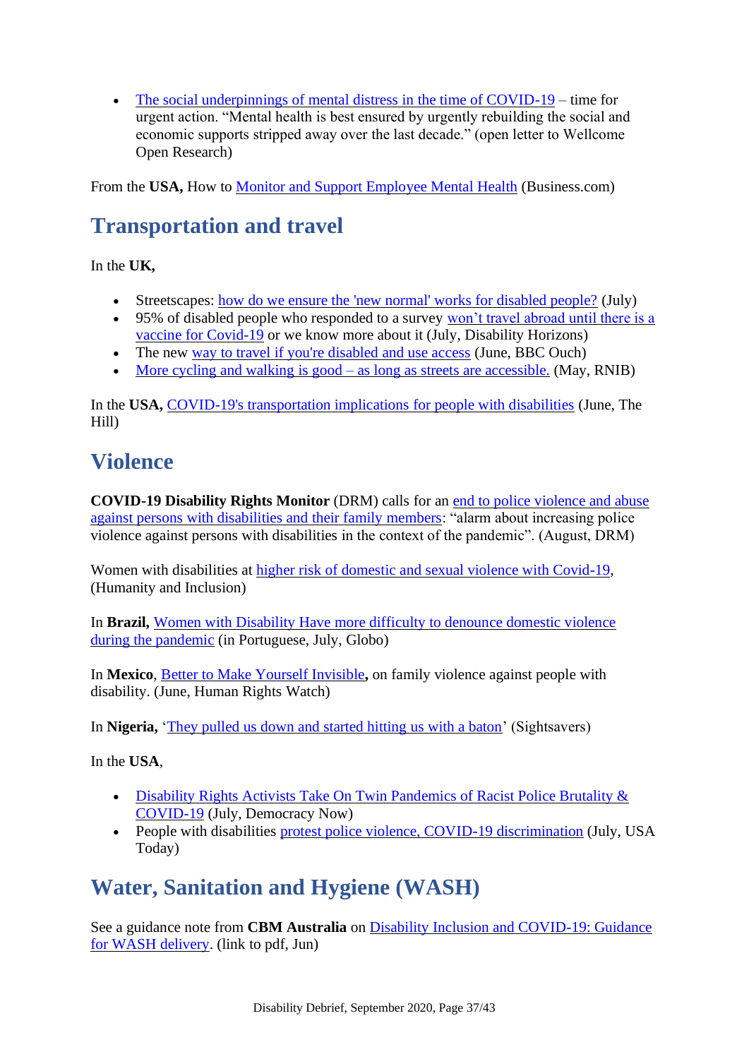- The social underpinnings of mental distress in the time of COVID-19 – time for urgent action. "Mental health is best ensured by urgently rebuilding the social and economic supports stripped away over the last decade." (open letter to Wellcome Open Research)

From the **USA,** How to Monitor and Support Employee Mental Health (Business.com)

## Transportation and travel

In the **UK,**

- Streetscapes: how do we ensure the 'new normal' works for disabled people? (July)
- 95% of disabled people who responded to a survey won't travel abroad until there is a vaccine for Covid-19 or we know more about it (July, Disability Horizons)
- The new way to travel if you're disabled and use access (June, BBC Ouch)
- More cycling and walking is good – as long as streets are accessible. (May, RNIB)

In the **USA,** COVID-19's transportation implications for people with disabilities (June, The Hill)

## Violence

**COVID-19 Disability Rights Monitor** (DRM) calls for an end to police violence and abuse against persons with disabilities and their family members: "alarm about increasing police violence against persons with disabilities in the context of the pandemic". (August, DRM)

Women with disabilities at higher risk of domestic and sexual violence with Covid-19, (Humanity and Inclusion)

In **Brazil,** Women with Disability Have more difficulty to denounce domestic violence during the pandemic (in Portuguese, July, Globo)

In **Mexico**, Better to Make Yourself Invisible**,** on family violence against people with disability. (June, Human Rights Watch)

In **Nigeria,** 'They pulled us down and started hitting us with a baton' (Sightsavers)

In the **USA**,

- Disability Rights Activists Take On Twin Pandemics of Racist Police Brutality & COVID-19 (July, Democracy Now)
- People with disabilities protest police violence, COVID-19 discrimination (July, USA Today)

## Water, Sanitation and Hygiene (WASH)

See a guidance note from **CBM Australia** on Disability Inclusion and COVID-19: Guidance for WASH delivery. (link to pdf, Jun)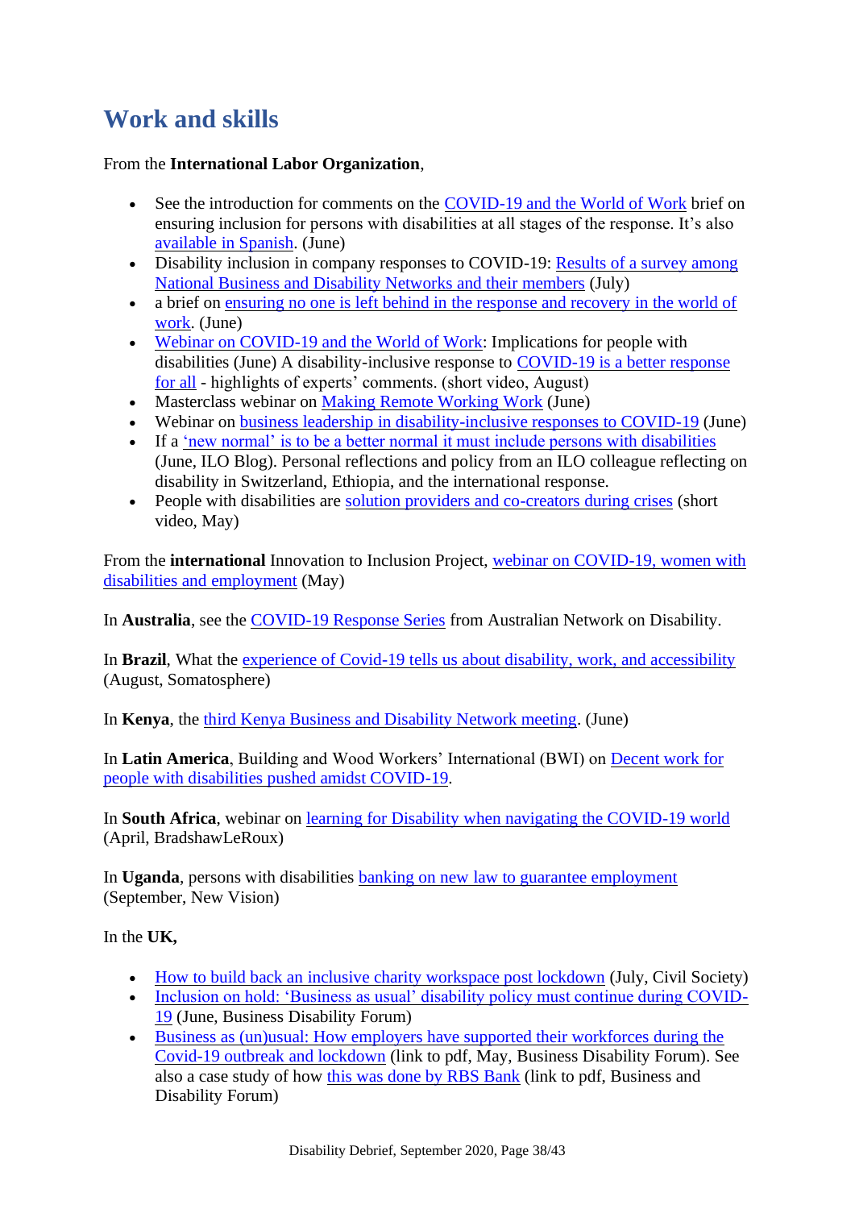## Work and skills

From the **International Labor Organization**,

- See the introduction for comments on the COVID-19 and the World of Work brief on ensuring inclusion for persons with disabilities at all stages of the response. It's also available in Spanish. (June)
- Disability inclusion in company responses to COVID-19: Results of a survey among National Business and Disability Networks and their members (July)
- a brief on ensuring no one is left behind in the response and recovery in the world of work. (June)
- Webinar on COVID-19 and the World of Work: Implications for people with disabilities (June) A disability-inclusive response to COVID-19 is a better response for all - highlights of experts' comments. (short video, August)
- Masterclass webinar on Making Remote Working Work (June)
- Webinar on business leadership in disability-inclusive responses to COVID-19 (June)
- If a 'new normal' is to be a better normal it must include persons with disabilities (June, ILO Blog). Personal reflections and policy from an ILO colleague reflecting on disability in Switzerland, Ethiopia, and the international response.
- People with disabilities are solution providers and co-creators during crises (short video, May)

From the **international** Innovation to Inclusion Project, webinar on COVID-19, women with disabilities and employment (May)

In **Australia**, see the COVID-19 Response Series from Australian Network on Disability.

In **Brazil**, What the experience of Covid-19 tells us about disability, work, and accessibility (August, Somatosphere)

In **Kenya**, the third Kenya Business and Disability Network meeting. (June)

In **Latin America**, Building and Wood Workers' International (BWI) on Decent work for people with disabilities pushed amidst COVID-19.

In **South Africa**, webinar on learning for Disability when navigating the COVID-19 world (April, BradshawLeRoux)

In **Uganda**, persons with disabilities banking on new law to guarantee employment (September, New Vision)

In the **UK,**

- How to build back an inclusive charity workspace post lockdown (July, Civil Society)
- Inclusion on hold: 'Business as usual' disability policy must continue during COVID-19 (June, Business Disability Forum)
- Business as (un)usual: How employers have supported their workforces during the Covid-19 outbreak and lockdown (link to pdf, May, Business Disability Forum). See also a case study of how this was done by RBS Bank (link to pdf, Business and Disability Forum)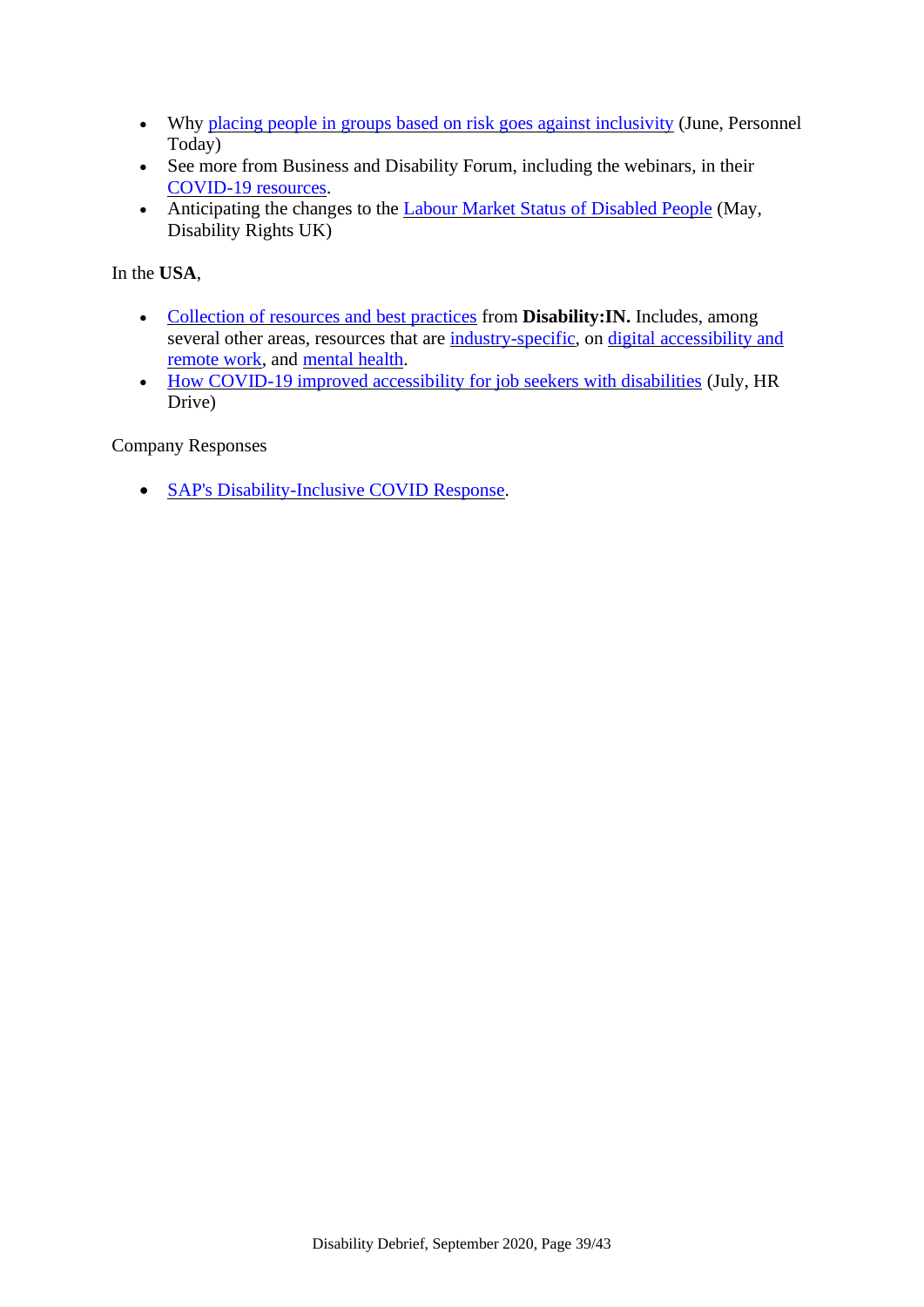- Why placing people in groups based on risk goes against inclusivity (June, Personnel Today)
- See more from Business and Disability Forum, including the webinars, in their COVID-19 resources.
- Anticipating the changes to the Labour Market Status of Disabled People (May, Disability Rights UK)

In the **USA**,

- Collection of resources and best practices from **Disability:IN.** Includes, among several other areas, resources that are industry-specific, on digital accessibility and remote work, and mental health.
- How COVID-19 improved accessibility for job seekers with disabilities (July, HR Drive)

Company Responses

- SAP's Disability-Inclusive COVID Response.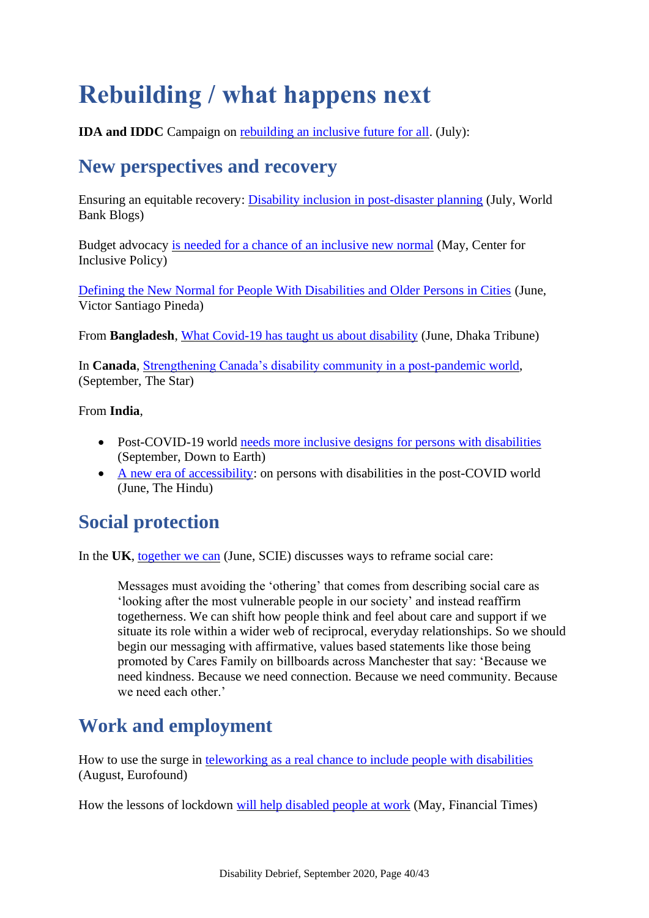# Rebuilding / what happens next

**IDA and IDDC** Campaign on rebuilding an inclusive future for all. (July):

## New perspectives and recovery

Ensuring an equitable recovery: Disability inclusion in post-disaster planning (July, World Bank Blogs)

Budget advocacy is needed for a chance of an inclusive new normal (May, Center for Inclusive Policy)

Defining the New Normal for People With Disabilities and Older Persons in Cities (June, Victor Santiago Pineda)

From **Bangladesh**, What Covid-19 has taught us about disability (June, Dhaka Tribune)

In **Canada**, Strengthening Canada's disability community in a post-pandemic world, (September, The Star)

From **India**,

- Post-COVID-19 world needs more inclusive designs for persons with disabilities (September, Down to Earth)
- A new era of accessibility: on persons with disabilities in the post-COVID world (June, The Hindu)

## Social protection

In the **UK**, together we can (June, SCIE) discusses ways to reframe social care:

> Messages must avoiding the 'othering' that comes from describing social care as 'looking after the most vulnerable people in our society' and instead reaffirm togetherness. We can shift how people think and feel about care and support if we situate its role within a wider web of reciprocal, everyday relationships. So we should begin our messaging with affirmative, values based statements like those being promoted by Cares Family on billboards across Manchester that say: 'Because we need kindness. Because we need connection. Because we need community. Because we need each other.'

## Work and employment

How to use the surge in teleworking as a real chance to include people with disabilities (August, Eurofound)

How the lessons of lockdown will help disabled people at work (May, Financial Times)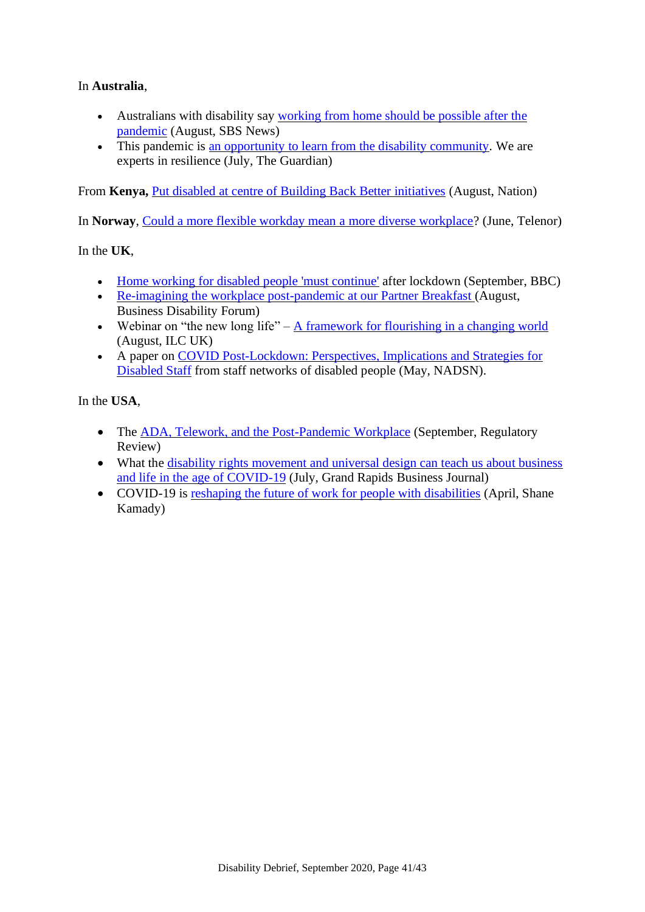In **Australia**,

- Australians with disability say working from home should be possible after the pandemic (August, SBS News)
- This pandemic is an opportunity to learn from the disability community. We are experts in resilience (July, The Guardian)

From **Kenya,** Put disabled at centre of Building Back Better initiatives (August, Nation)

In **Norway**, Could a more flexible workday mean a more diverse workplace? (June, Telenor)

In the **UK**,

- Home working for disabled people 'must continue' after lockdown (September, BBC)
- Re-imagining the workplace post-pandemic at our Partner Breakfast (August, Business Disability Forum)
- Webinar on "the new long life" – A framework for flourishing in a changing world (August, ILC UK)
- A paper on COVID Post-Lockdown: Perspectives, Implications and Strategies for Disabled Staff from staff networks of disabled people (May, NADSN).

In the **USA**,

- The ADA, Telework, and the Post-Pandemic Workplace (September, Regulatory Review)
- What the disability rights movement and universal design can teach us about business and life in the age of COVID-19 (July, Grand Rapids Business Journal)
- COVID-19 is reshaping the future of work for people with disabilities (April, Shane Kamady)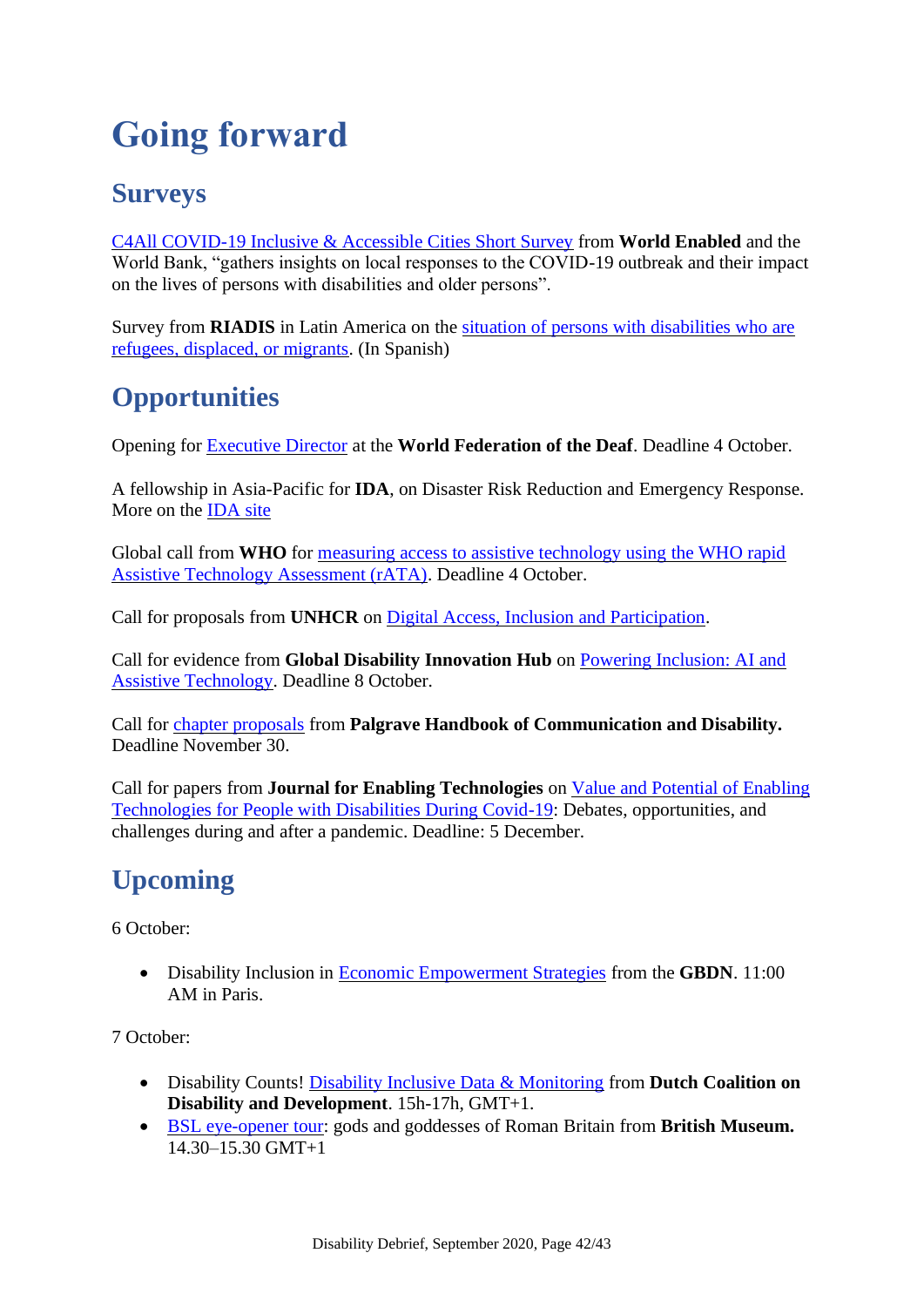# Going forward

## Surveys

C4All COVID-19 Inclusive & Accessible Cities Short Survey from **World Enabled** and the World Bank, "gathers insights on local responses to the COVID-19 outbreak and their impact on the lives of persons with disabilities and older persons".

Survey from **RIADIS** in Latin America on the situation of persons with disabilities who are refugees, displaced, or migrants. (In Spanish)

## Opportunities

Opening for Executive Director at the **World Federation of the Deaf**. Deadline 4 October.

A fellowship in Asia-Pacific for **IDA**, on Disaster Risk Reduction and Emergency Response. More on the IDA site

Global call from **WHO** for measuring access to assistive technology using the WHO rapid Assistive Technology Assessment (rATA). Deadline 4 October.

Call for proposals from **UNHCR** on Digital Access, Inclusion and Participation.

Call for evidence from **Global Disability Innovation Hub** on Powering Inclusion: AI and Assistive Technology. Deadline 8 October.

Call for chapter proposals from **Palgrave Handbook of Communication and Disability.** Deadline November 30.

Call for papers from **Journal for Enabling Technologies** on Value and Potential of Enabling Technologies for People with Disabilities During Covid-19: Debates, opportunities, and challenges during and after a pandemic. Deadline: 5 December.

## Upcoming

6 October:

- Disability Inclusion in Economic Empowerment Strategies from the **GBDN**. 11:00 AM in Paris.

7 October:

- Disability Counts! Disability Inclusive Data & Monitoring from **Dutch Coalition on Disability and Development**. 15h-17h, GMT+1.
- BSL eye-opener tour: gods and goddesses of Roman Britain from **British Museum.** 14.30–15.30 GMT+1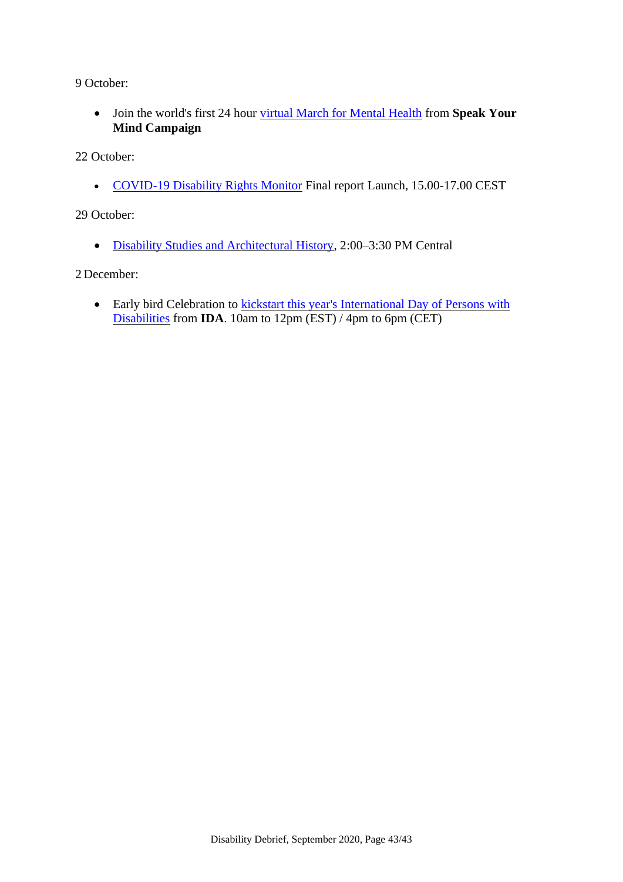9 October:

- Join the world's first 24 hour virtual March for Mental Health from **Speak Your Mind Campaign**

22 October:

- COVID-19 Disability Rights Monitor Final report Launch, 15.00-17.00 CEST

29 October:

- Disability Studies and Architectural History, 2:00–3:30 PM Central

2 December:

- Early bird Celebration to kickstart this year's International Day of Persons with Disabilities from **IDA**. 10am to 12pm (EST) / 4pm to 6pm (CET)